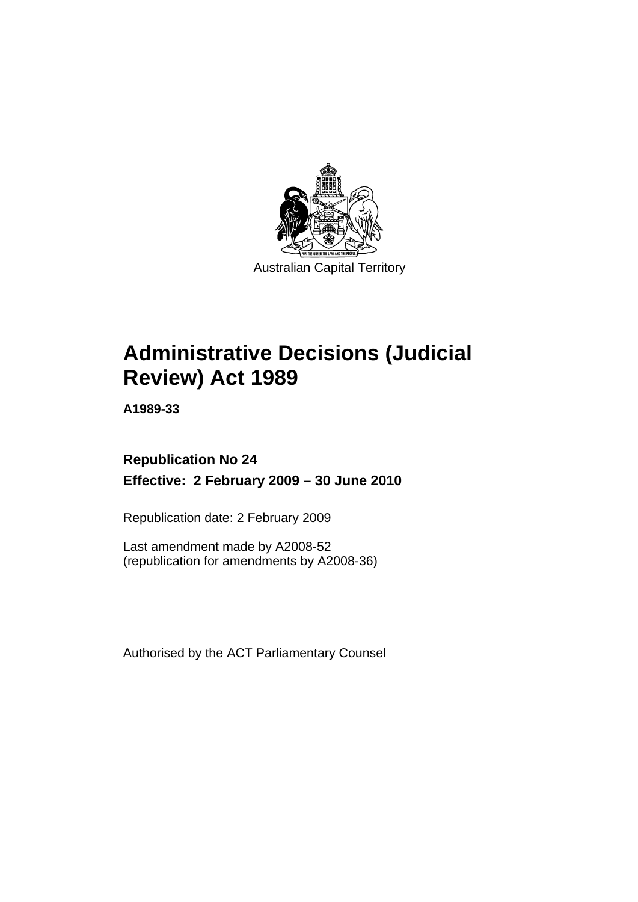Australian Capital Territory

# Administrative Decisions (Judicial Review) Act 1989

**A1989-33**

**Republication No 24**

**Effective: 2 February 2009 – 30 June 2010**

Republication date: 2 February 2009

Last amendment made by A2008-52
(republication for amendments by A2008-36)

Authorised by the ACT Parliamentary Counsel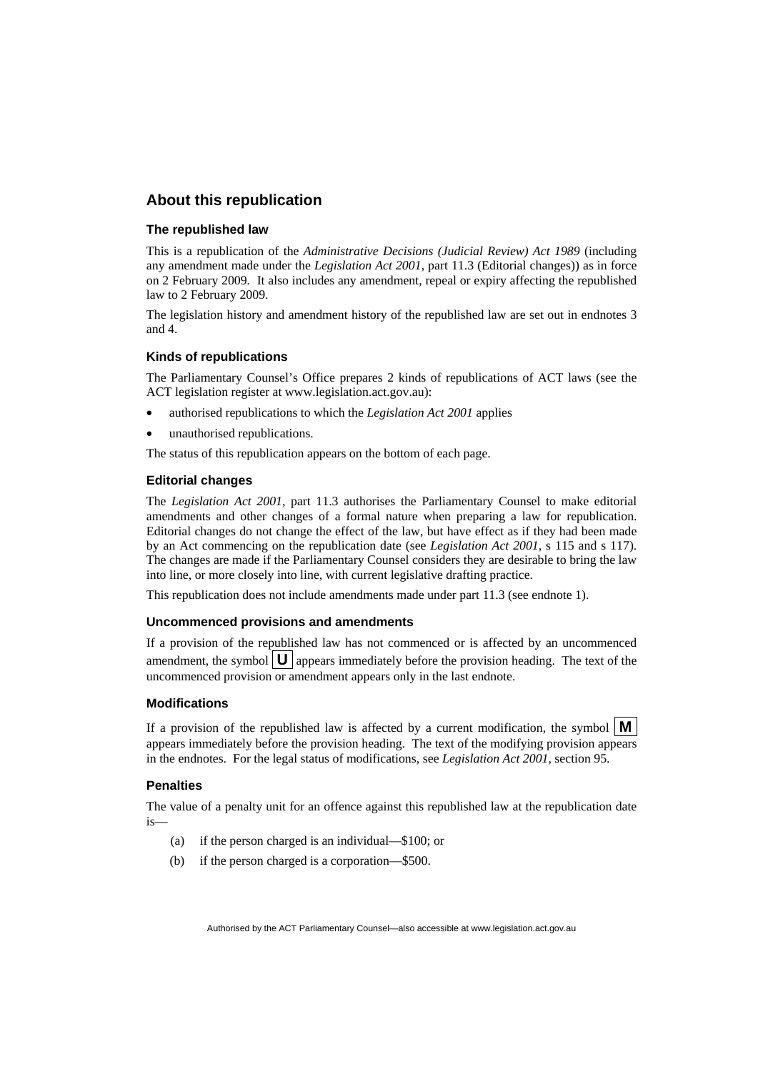## About this republication

### The republished law

This is a republication of the *Administrative Decisions (Judicial Review) Act 1989* (including any amendment made under the *Legislation Act 2001*, part 11.3 (Editorial changes)) as in force on 2 February 2009. It also includes any amendment, repeal or expiry affecting the republished law to 2 February 2009.

The legislation history and amendment history of the republished law are set out in endnotes 3 and 4.

### Kinds of republications

The Parliamentary Counsel's Office prepares 2 kinds of republications of ACT laws (see the ACT legislation register at www.legislation.act.gov.au):

- authorised republications to which the *Legislation Act 2001* applies
- unauthorised republications.

The status of this republication appears on the bottom of each page.

### Editorial changes

The *Legislation Act 2001*, part 11.3 authorises the Parliamentary Counsel to make editorial amendments and other changes of a formal nature when preparing a law for republication. Editorial changes do not change the effect of the law, but have effect as if they had been made by an Act commencing on the republication date (see *Legislation Act 2001*, s 115 and s 117). The changes are made if the Parliamentary Counsel considers they are desirable to bring the law into line, or more closely into line, with current legislative drafting practice.

This republication does not include amendments made under part 11.3 (see endnote 1).

### Uncommenced provisions and amendments

If a provision of the republished law has not commenced or is affected by an uncommenced amendment, the symbol **U** appears immediately before the provision heading. The text of the uncommenced provision or amendment appears only in the last endnote.

### Modifications

If a provision of the republished law is affected by a current modification, the symbol **M** appears immediately before the provision heading. The text of the modifying provision appears in the endnotes. For the legal status of modifications, see *Legislation Act 2001*, section 95.

### Penalties

The value of a penalty unit for an offence against this republished law at the republication date is—

(a) if the person charged is an individual—$100; or

(b) if the person charged is a corporation—$500.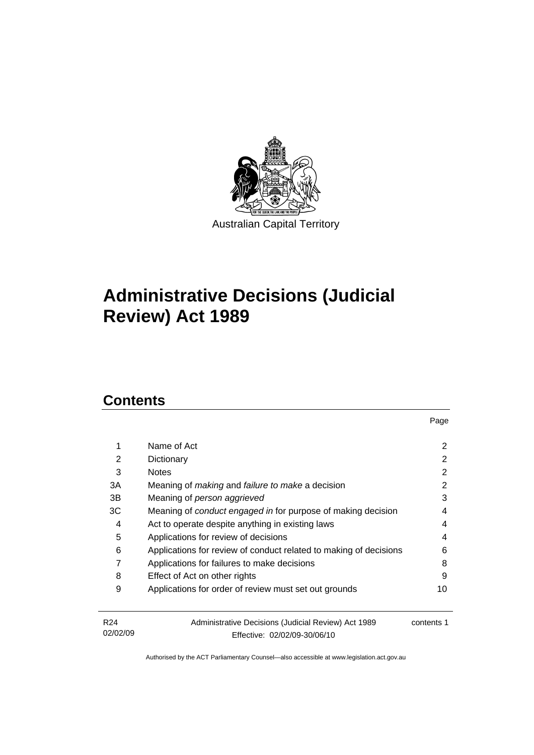Australian Capital Territory

# Administrative Decisions (Judicial Review) Act 1989

## Contents

| | | Page |
|---|---|---|
| 1 | Name of Act | 2 |
| 2 | Dictionary | 2 |
| 3 | Notes | 2 |
| 3A | Meaning of *making* and *failure to make* a decision | 2 |
| 3B | Meaning of *person aggrieved* | 3 |
| 3C | Meaning of *conduct engaged in* for purpose of making decision | 4 |
| 4 | Act to operate despite anything in existing laws | 4 |
| 5 | Applications for review of decisions | 4 |
| 6 | Applications for review of conduct related to making of decisions | 6 |
| 7 | Applications for failures to make decisions | 8 |
| 8 | Effect of Act on other rights | 9 |
| 9 | Applications for order of review must set out grounds | 10 |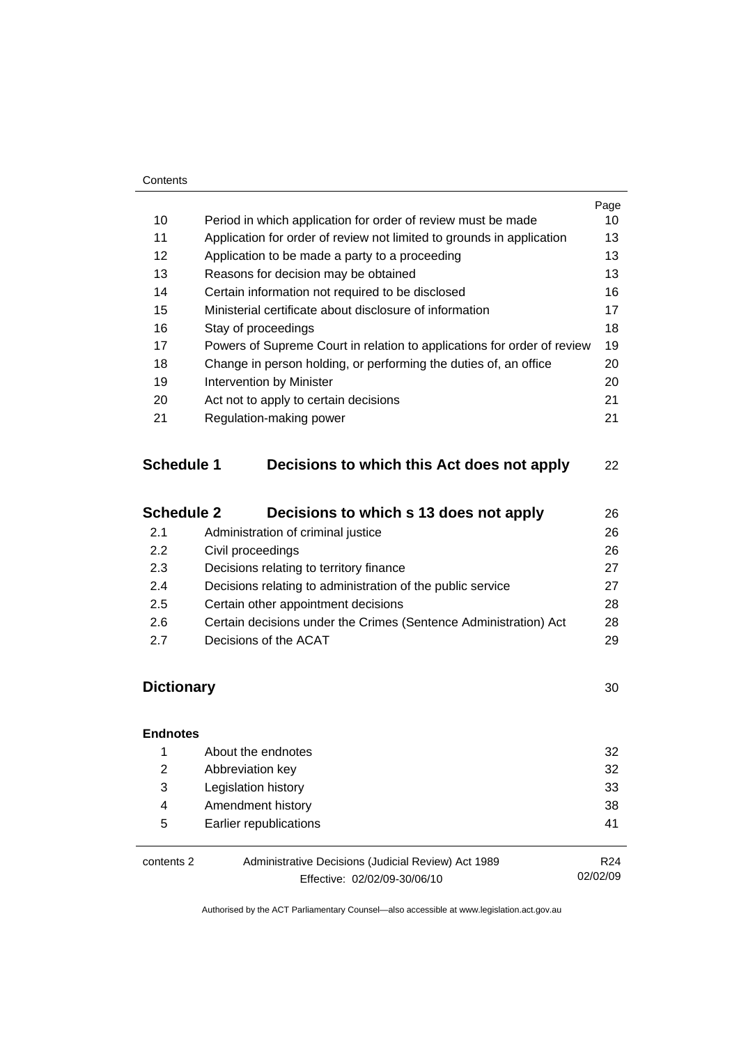| | | Page |
|---|---|---|
| 10 | Period in which application for order of review must be made | 10 |
| 11 | Application for order of review not limited to grounds in application | 13 |
| 12 | Application to be made a party to a proceeding | 13 |
| 13 | Reasons for decision may be obtained | 13 |
| 14 | Certain information not required to be disclosed | 16 |
| 15 | Ministerial certificate about disclosure of information | 17 |
| 16 | Stay of proceedings | 18 |
| 17 | Powers of Supreme Court in relation to applications for order of review | 19 |
| 18 | Change in person holding, or performing the duties of, an office | 20 |
| 19 | Intervention by Minister | 20 |
| 20 | Act not to apply to certain decisions | 21 |
| 21 | Regulation-making power | 21 |

## Schedule 1 Decisions to which this Act does not apply — 22

## Schedule 2 Decisions to which s 13 does not apply — 26

| | | |
|---|---|---|
| 2.1 | Administration of criminal justice | 26 |
| 2.2 | Civil proceedings | 26 |
| 2.3 | Decisions relating to territory finance | 27 |
| 2.4 | Decisions relating to administration of the public service | 27 |
| 2.5 | Certain other appointment decisions | 28 |
| 2.6 | Certain decisions under the Crimes (Sentence Administration) Act | 28 |
| 2.7 | Decisions of the ACAT | 29 |

## Dictionary — 30

**Endnotes**

| | | |
|---|---|---|
| 1 | About the endnotes | 32 |
| 2 | Abbreviation key | 32 |
| 3 | Legislation history | 33 |
| 4 | Amendment history | 38 |
| 5 | Earlier republications | 41 |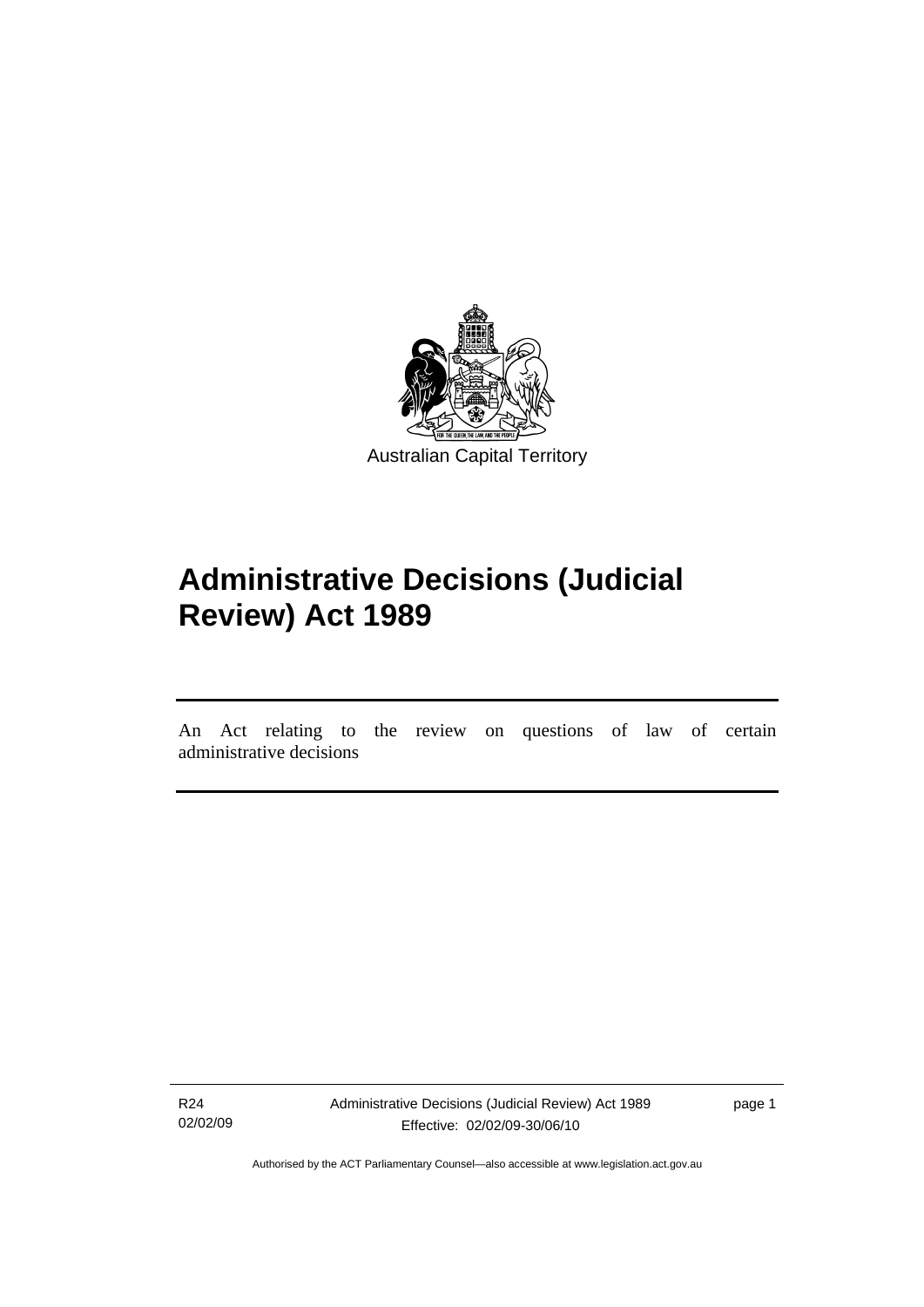Australian Capital Territory

# Administrative Decisions (Judicial Review) Act 1989

An Act relating to the review on questions of law of certain administrative decisions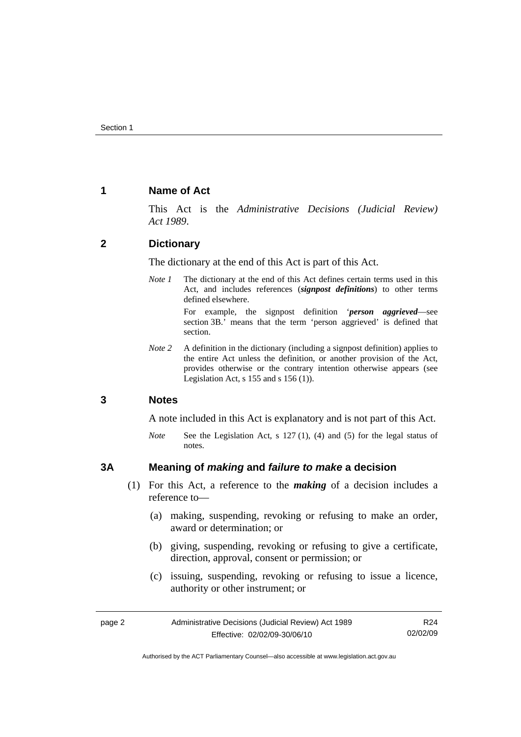## 1 Name of Act

This Act is the *Administrative Decisions (Judicial Review) Act 1989*.

## 2 Dictionary

The dictionary at the end of this Act is part of this Act.

*Note 1* The dictionary at the end of this Act defines certain terms used in this Act, and includes references (***signpost definitions***) to other terms defined elsewhere.

For example, the signpost definition '***person aggrieved***—see section 3B.' means that the term 'person aggrieved' is defined that section.

*Note 2* A definition in the dictionary (including a signpost definition) applies to the entire Act unless the definition, or another provision of the Act, provides otherwise or the contrary intention otherwise appears (see Legislation Act, s 155 and s 156 (1)).

## 3 Notes

A note included in this Act is explanatory and is not part of this Act.

*Note* See the Legislation Act, s 127 (1), (4) and (5) for the legal status of notes.

## 3A Meaning of *making* and *failure to make* a decision

(1) For this Act, a reference to the ***making*** of a decision includes a reference to—

(a) making, suspending, revoking or refusing to make an order, award or determination; or

(b) giving, suspending, revoking or refusing to give a certificate, direction, approval, consent or permission; or

(c) issuing, suspending, revoking or refusing to issue a licence, authority or other instrument; or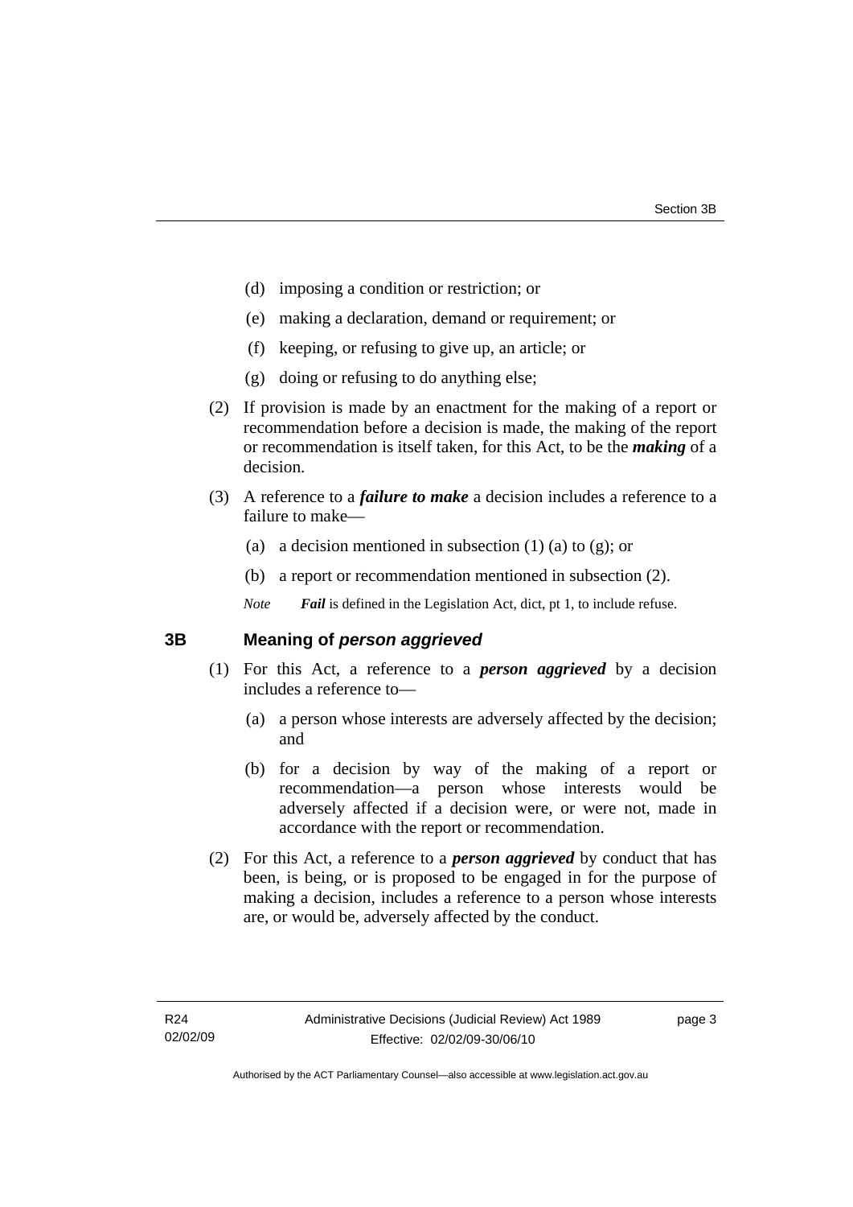(d) imposing a condition or restriction; or

(e) making a declaration, demand or requirement; or

(f) keeping, or refusing to give up, an article; or

(g) doing or refusing to do anything else;

(2) If provision is made by an enactment for the making of a report or recommendation before a decision is made, the making of the report or recommendation is itself taken, for this Act, to be the ***making*** of a decision.

(3) A reference to a ***failure to make*** a decision includes a reference to a failure to make—

(a) a decision mentioned in subsection (1) (a) to (g); or

(b) a report or recommendation mentioned in subsection (2).

*Note* ***Fail*** is defined in the Legislation Act, dict, pt 1, to include refuse.

## 3B Meaning of *person aggrieved*

(1) For this Act, a reference to a ***person aggrieved*** by a decision includes a reference to—

(a) a person whose interests are adversely affected by the decision; and

(b) for a decision by way of the making of a report or recommendation—a person whose interests would be adversely affected if a decision were, or were not, made in accordance with the report or recommendation.

(2) For this Act, a reference to a ***person aggrieved*** by conduct that has been, is being, or is proposed to be engaged in for the purpose of making a decision, includes a reference to a person whose interests are, or would be, adversely affected by the conduct.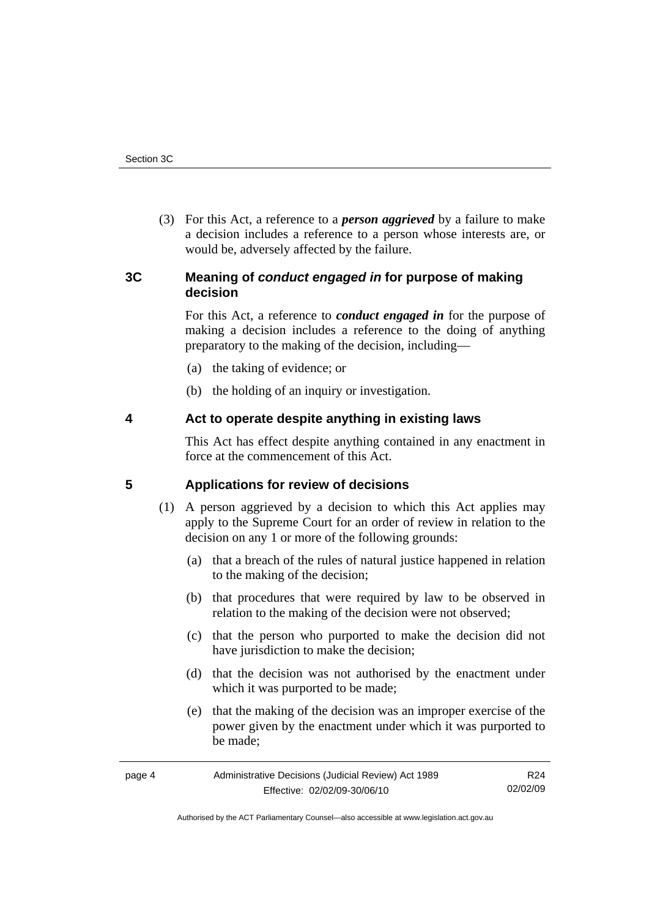(3) For this Act, a reference to a ***person aggrieved*** by a failure to make a decision includes a reference to a person whose interests are, or would be, adversely affected by the failure.

## 3C Meaning of *conduct engaged in* for purpose of making decision

For this Act, a reference to ***conduct engaged in*** for the purpose of making a decision includes a reference to the doing of anything preparatory to the making of the decision, including—

(a) the taking of evidence; or

(b) the holding of an inquiry or investigation.

## 4 Act to operate despite anything in existing laws

This Act has effect despite anything contained in any enactment in force at the commencement of this Act.

## 5 Applications for review of decisions

(1) A person aggrieved by a decision to which this Act applies may apply to the Supreme Court for an order of review in relation to the decision on any 1 or more of the following grounds:

(a) that a breach of the rules of natural justice happened in relation to the making of the decision;

(b) that procedures that were required by law to be observed in relation to the making of the decision were not observed;

(c) that the person who purported to make the decision did not have jurisdiction to make the decision;

(d) that the decision was not authorised by the enactment under which it was purported to be made;

(e) that the making of the decision was an improper exercise of the power given by the enactment under which it was purported to be made;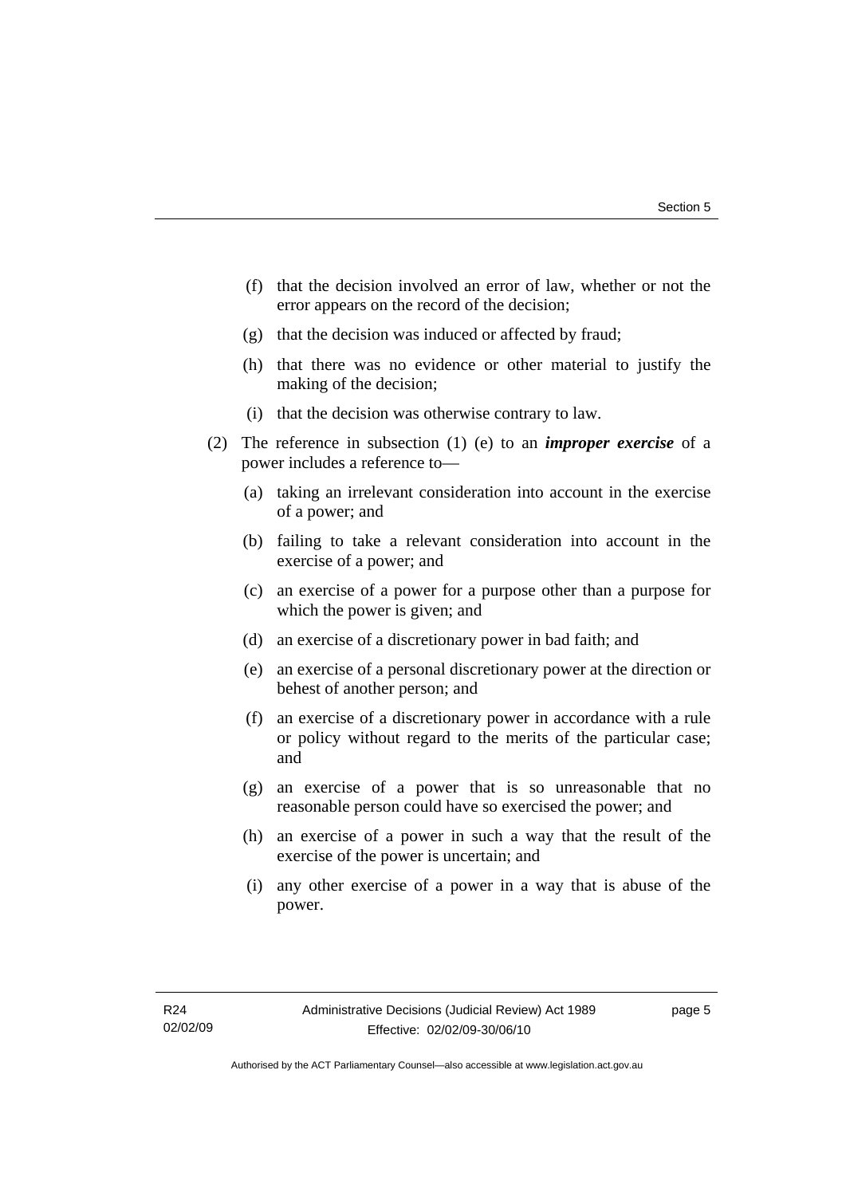(f) that the decision involved an error of law, whether or not the error appears on the record of the decision;

(g) that the decision was induced or affected by fraud;

(h) that there was no evidence or other material to justify the making of the decision;

(i) that the decision was otherwise contrary to law.

(2) The reference in subsection (1) (e) to an ***improper exercise*** of a power includes a reference to—

(a) taking an irrelevant consideration into account in the exercise of a power; and

(b) failing to take a relevant consideration into account in the exercise of a power; and

(c) an exercise of a power for a purpose other than a purpose for which the power is given; and

(d) an exercise of a discretionary power in bad faith; and

(e) an exercise of a personal discretionary power at the direction or behest of another person; and

(f) an exercise of a discretionary power in accordance with a rule or policy without regard to the merits of the particular case; and

(g) an exercise of a power that is so unreasonable that no reasonable person could have so exercised the power; and

(h) an exercise of a power in such a way that the result of the exercise of the power is uncertain; and

(i) any other exercise of a power in a way that is abuse of the power.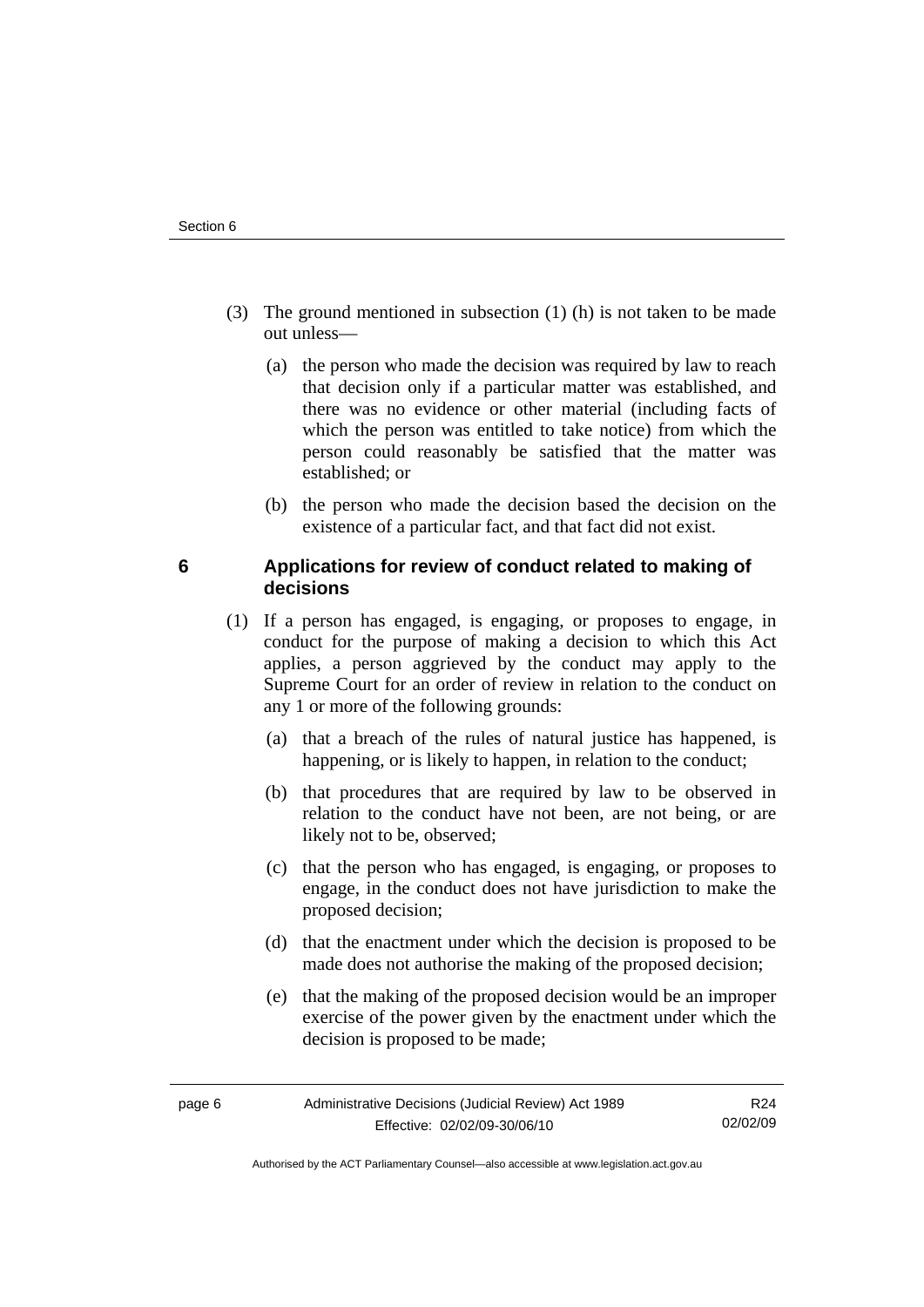(3) The ground mentioned in subsection (1) (h) is not taken to be made out unless—

(a) the person who made the decision was required by law to reach that decision only if a particular matter was established, and there was no evidence or other material (including facts of which the person was entitled to take notice) from which the person could reasonably be satisfied that the matter was established; or

(b) the person who made the decision based the decision on the existence of a particular fact, and that fact did not exist.

## 6 Applications for review of conduct related to making of decisions

(1) If a person has engaged, is engaging, or proposes to engage, in conduct for the purpose of making a decision to which this Act applies, a person aggrieved by the conduct may apply to the Supreme Court for an order of review in relation to the conduct on any 1 or more of the following grounds:

(a) that a breach of the rules of natural justice has happened, is happening, or is likely to happen, in relation to the conduct;

(b) that procedures that are required by law to be observed in relation to the conduct have not been, are not being, or are likely not to be, observed;

(c) that the person who has engaged, is engaging, or proposes to engage, in the conduct does not have jurisdiction to make the proposed decision;

(d) that the enactment under which the decision is proposed to be made does not authorise the making of the proposed decision;

(e) that the making of the proposed decision would be an improper exercise of the power given by the enactment under which the decision is proposed to be made;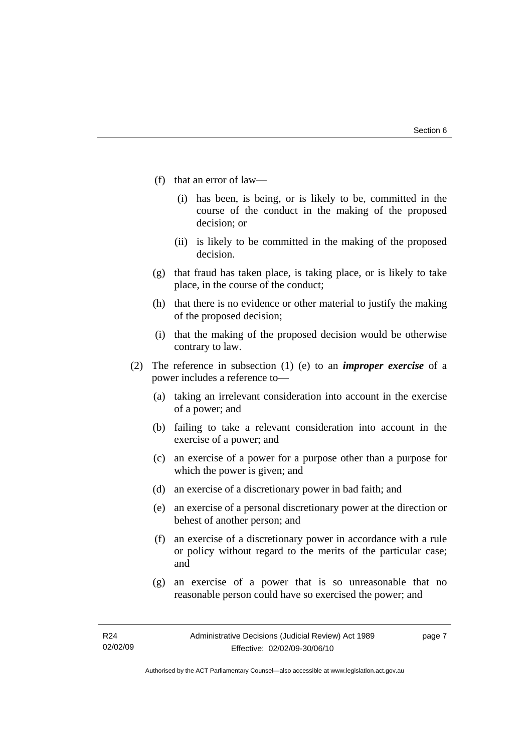(f) that an error of law—

  (i) has been, is being, or is likely to be, committed in the course of the conduct in the making of the proposed decision; or

  (ii) is likely to be committed in the making of the proposed decision.

(g) that fraud has taken place, is taking place, or is likely to take place, in the course of the conduct;

(h) that there is no evidence or other material to justify the making of the proposed decision;

(i) that the making of the proposed decision would be otherwise contrary to law.

(2) The reference in subsection (1) (e) to an ***improper exercise*** of a power includes a reference to—

(a) taking an irrelevant consideration into account in the exercise of a power; and

(b) failing to take a relevant consideration into account in the exercise of a power; and

(c) an exercise of a power for a purpose other than a purpose for which the power is given; and

(d) an exercise of a discretionary power in bad faith; and

(e) an exercise of a personal discretionary power at the direction or behest of another person; and

(f) an exercise of a discretionary power in accordance with a rule or policy without regard to the merits of the particular case; and

(g) an exercise of a power that is so unreasonable that no reasonable person could have so exercised the power; and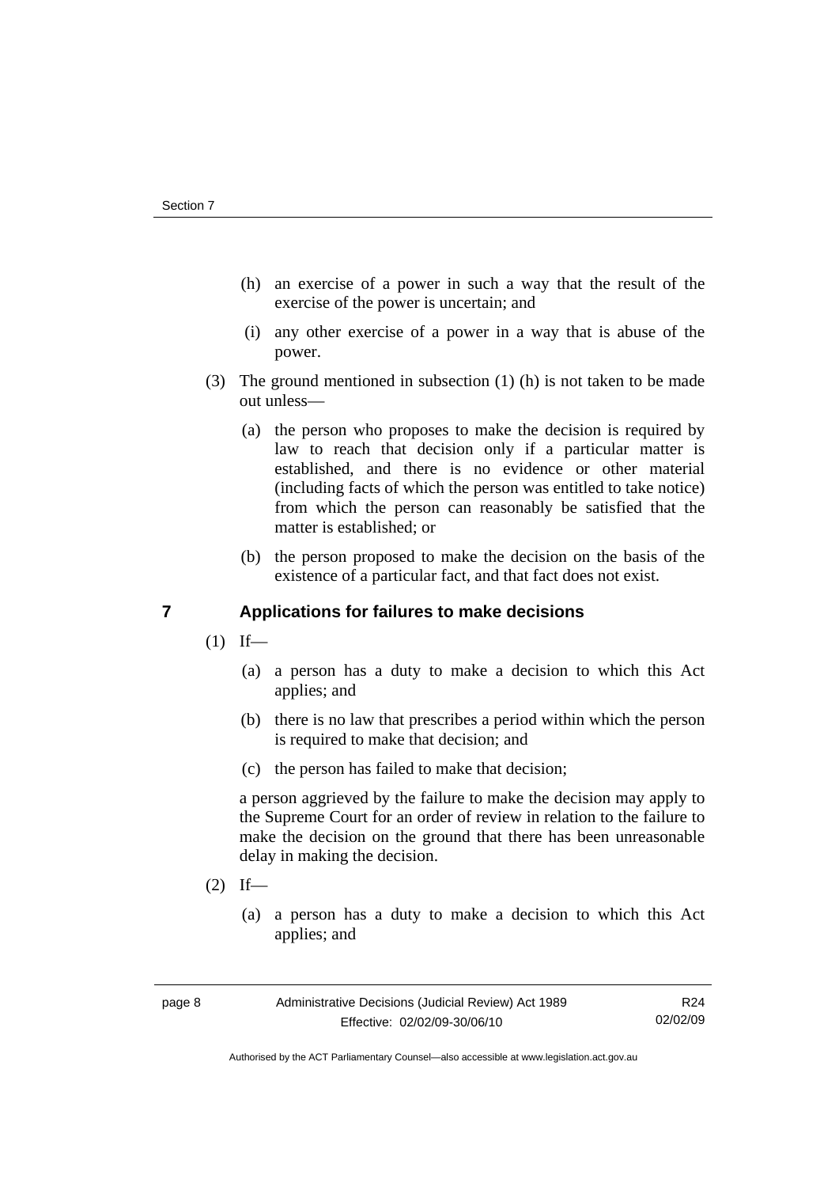(h) an exercise of a power in such a way that the result of the exercise of the power is uncertain; and

(i) any other exercise of a power in a way that is abuse of the power.

(3) The ground mentioned in subsection (1) (h) is not taken to be made out unless—

(a) the person who proposes to make the decision is required by law to reach that decision only if a particular matter is established, and there is no evidence or other material (including facts of which the person was entitled to take notice) from which the person can reasonably be satisfied that the matter is established; or

(b) the person proposed to make the decision on the basis of the existence of a particular fact, and that fact does not exist.

## 7 Applications for failures to make decisions

(1) If—

(a) a person has a duty to make a decision to which this Act applies; and

(b) there is no law that prescribes a period within which the person is required to make that decision; and

(c) the person has failed to make that decision;

a person aggrieved by the failure to make the decision may apply to the Supreme Court for an order of review in relation to the failure to make the decision on the ground that there has been unreasonable delay in making the decision.

(2) If—

(a) a person has a duty to make a decision to which this Act applies; and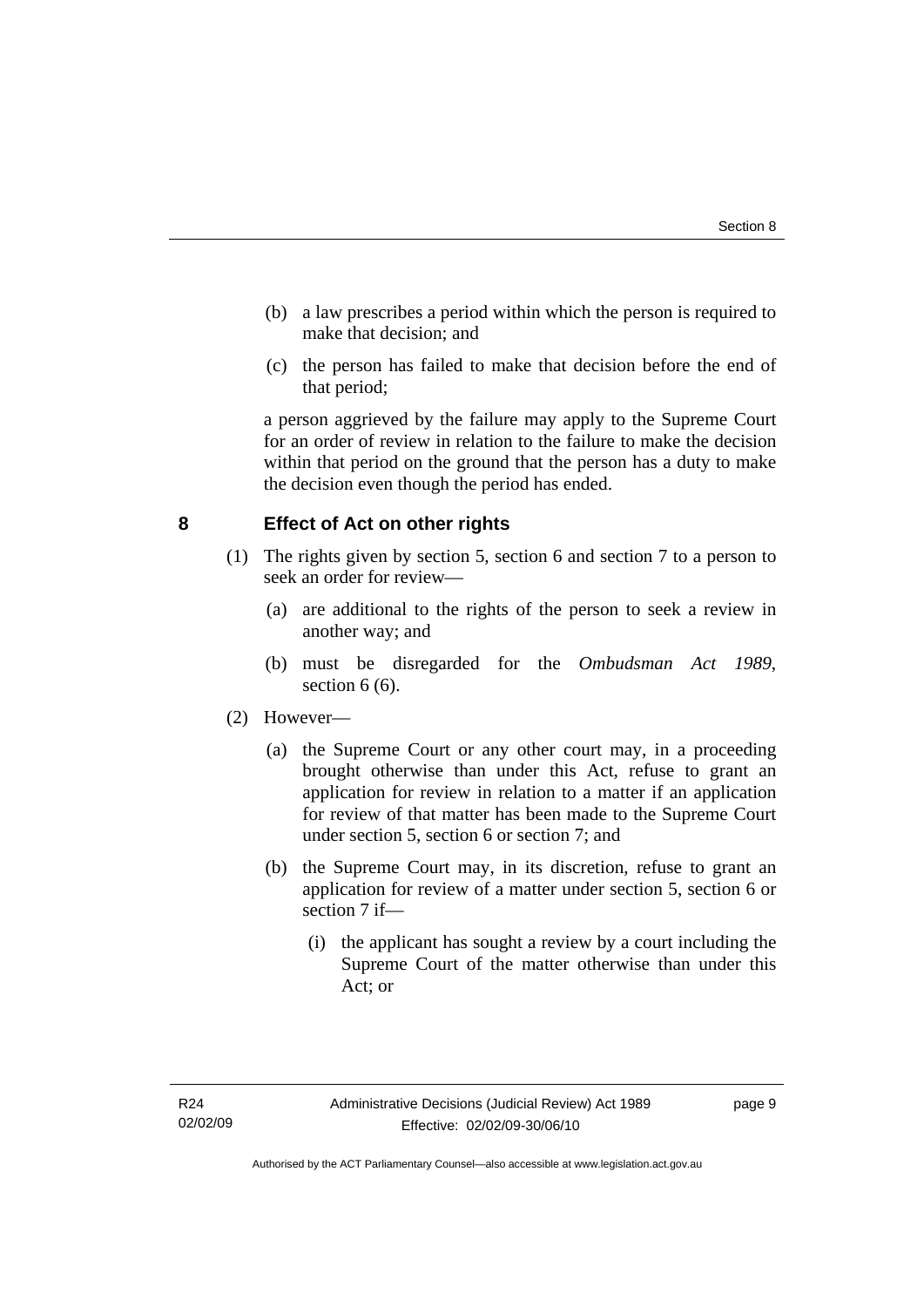(b) a law prescribes a period within which the person is required to make that decision; and

(c) the person has failed to make that decision before the end of that period;

a person aggrieved by the failure may apply to the Supreme Court for an order of review in relation to the failure to make the decision within that period on the ground that the person has a duty to make the decision even though the period has ended.

## 8 Effect of Act on other rights

(1) The rights given by section 5, section 6 and section 7 to a person to seek an order for review—

(a) are additional to the rights of the person to seek a review in another way; and

(b) must be disregarded for the *Ombudsman Act 1989*, section 6 (6).

(2) However—

(a) the Supreme Court or any other court may, in a proceeding brought otherwise than under this Act, refuse to grant an application for review in relation to a matter if an application for review of that matter has been made to the Supreme Court under section 5, section 6 or section 7; and

(b) the Supreme Court may, in its discretion, refuse to grant an application for review of a matter under section 5, section 6 or section 7 if—

(i) the applicant has sought a review by a court including the Supreme Court of the matter otherwise than under this Act; or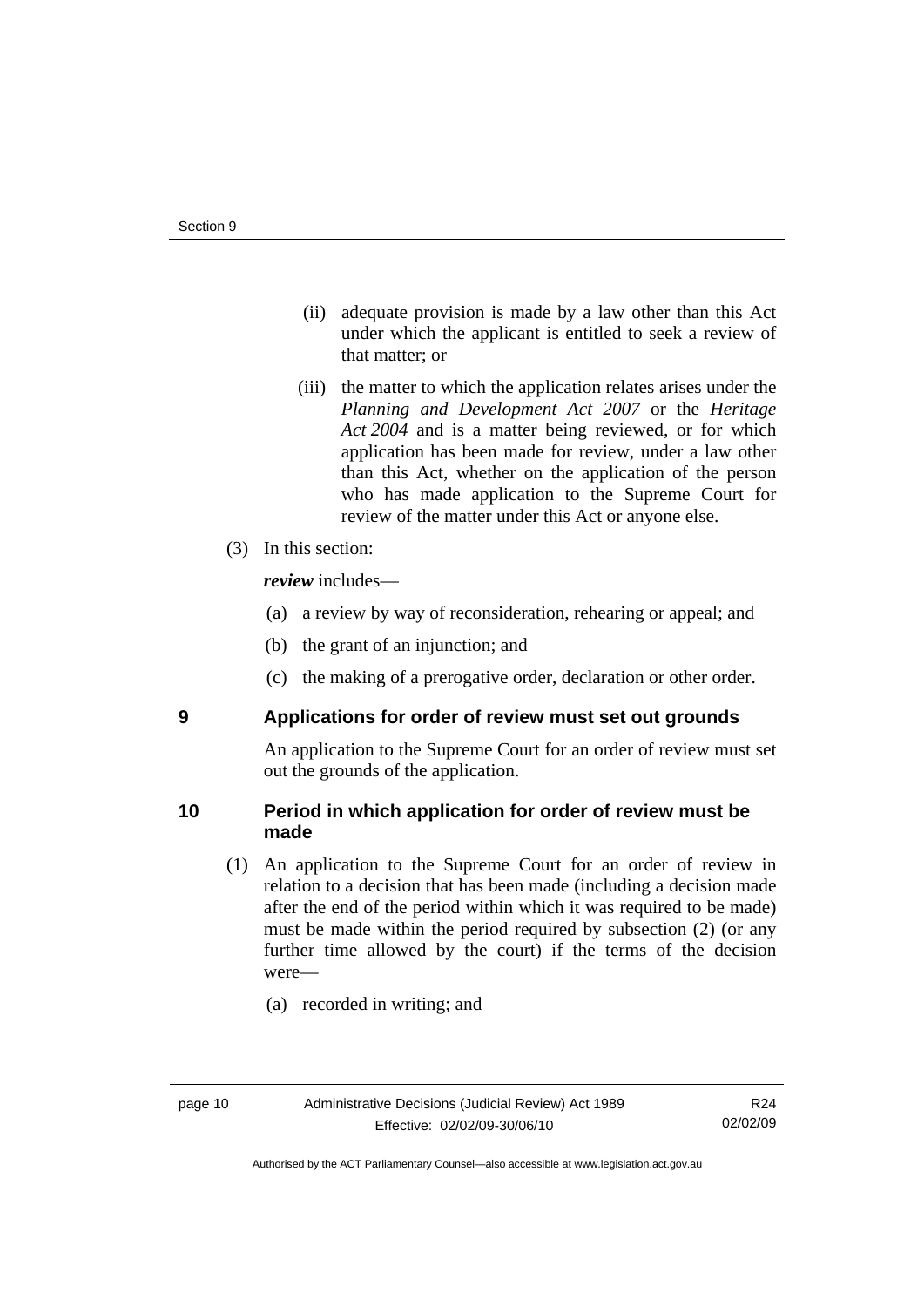(ii) adequate provision is made by a law other than this Act under which the applicant is entitled to seek a review of that matter; or

(iii) the matter to which the application relates arises under the *Planning and Development Act 2007* or the *Heritage Act 2004* and is a matter being reviewed, or for which application has been made for review, under a law other than this Act, whether on the application of the person who has made application to the Supreme Court for review of the matter under this Act or anyone else.

(3) In this section:

***review*** includes—

(a) a review by way of reconsideration, rehearing or appeal; and

(b) the grant of an injunction; and

(c) the making of a prerogative order, declaration or other order.

## 9 Applications for order of review must set out grounds

An application to the Supreme Court for an order of review must set out the grounds of the application.

## 10 Period in which application for order of review must be made

(1) An application to the Supreme Court for an order of review in relation to a decision that has been made (including a decision made after the end of the period within which it was required to be made) must be made within the period required by subsection (2) (or any further time allowed by the court) if the terms of the decision were—

(a) recorded in writing; and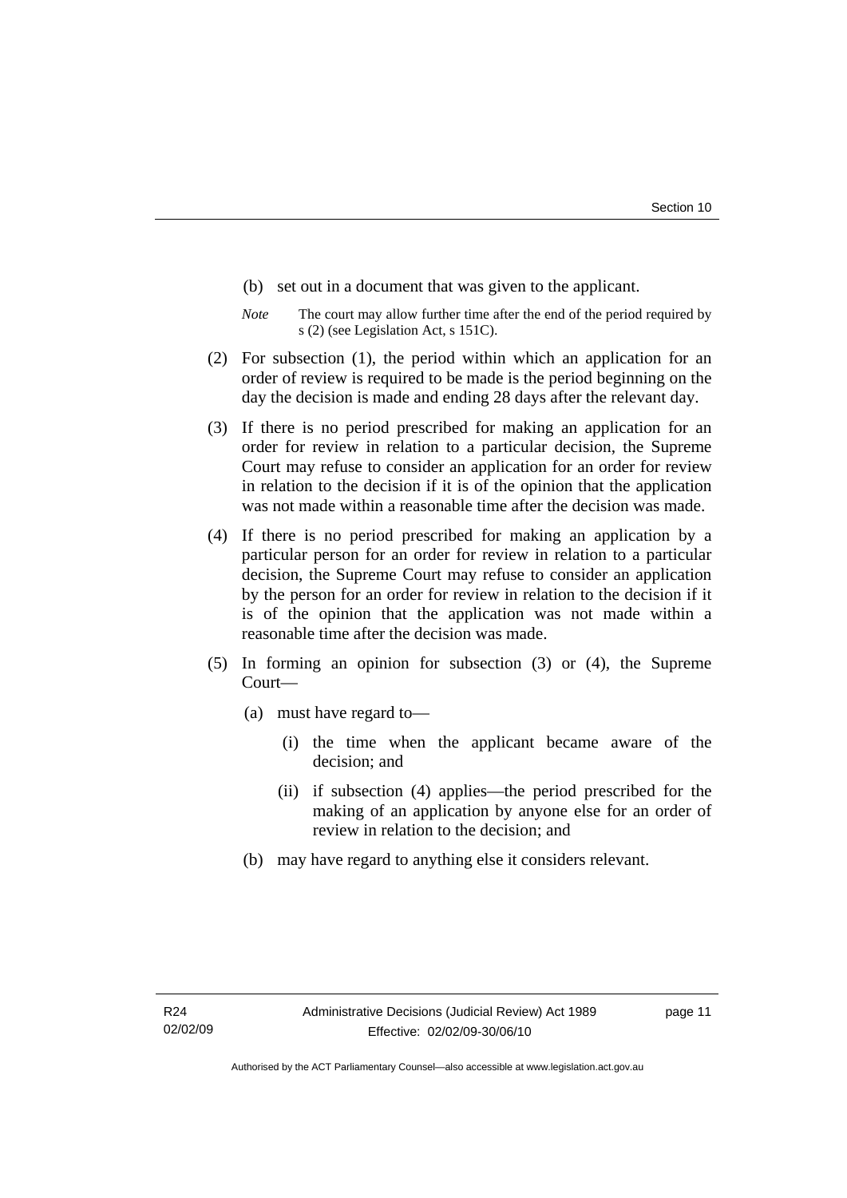(b) set out in a document that was given to the applicant.

*Note* The court may allow further time after the end of the period required by s (2) (see Legislation Act, s 151C).

(2) For subsection (1), the period within which an application for an order of review is required to be made is the period beginning on the day the decision is made and ending 28 days after the relevant day.

(3) If there is no period prescribed for making an application for an order for review in relation to a particular decision, the Supreme Court may refuse to consider an application for an order for review in relation to the decision if it is of the opinion that the application was not made within a reasonable time after the decision was made.

(4) If there is no period prescribed for making an application by a particular person for an order for review in relation to a particular decision, the Supreme Court may refuse to consider an application by the person for an order for review in relation to the decision if it is of the opinion that the application was not made within a reasonable time after the decision was made.

(5) In forming an opinion for subsection (3) or (4), the Supreme Court—

(a) must have regard to—

(i) the time when the applicant became aware of the decision; and

(ii) if subsection (4) applies—the period prescribed for the making of an application by anyone else for an order of review in relation to the decision; and

(b) may have regard to anything else it considers relevant.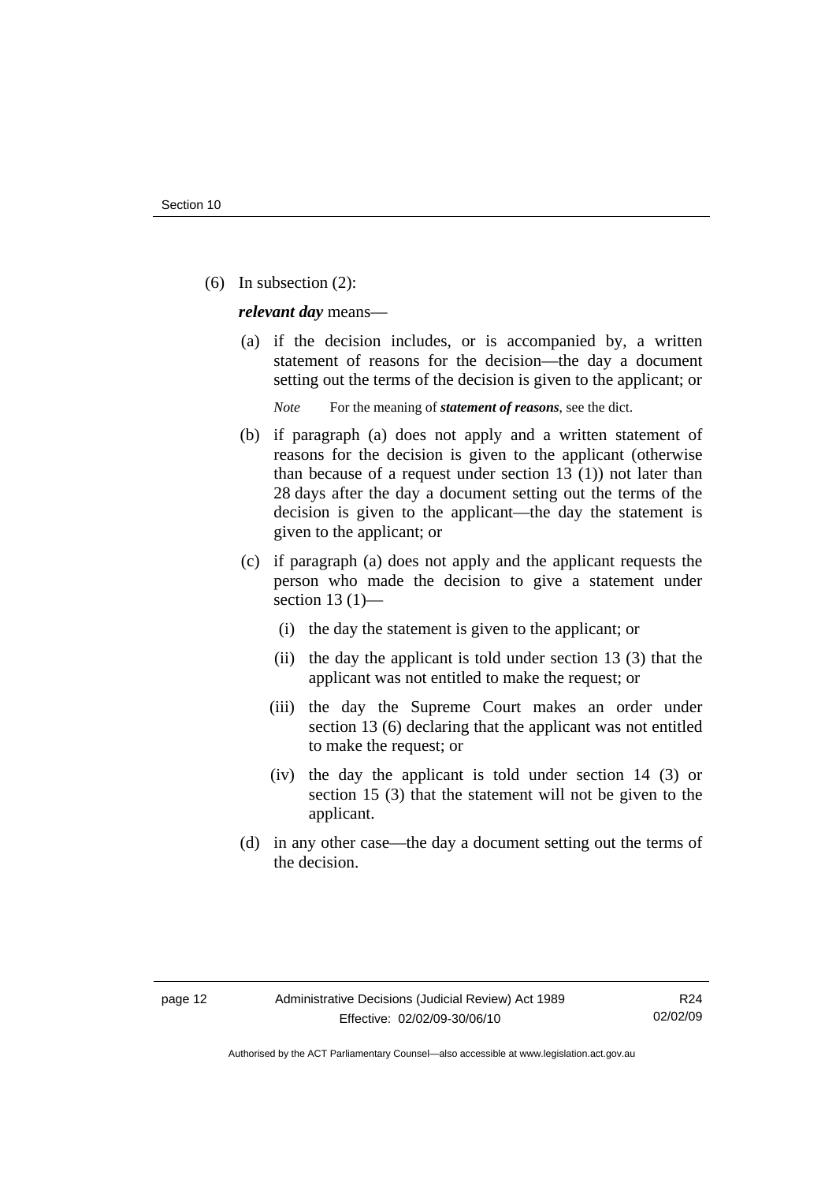(6) In subsection (2):

***relevant day*** means—

(a) if the decision includes, or is accompanied by, a written statement of reasons for the decision—the day a document setting out the terms of the decision is given to the applicant; or

*Note* For the meaning of ***statement of reasons***, see the dict.

(b) if paragraph (a) does not apply and a written statement of reasons for the decision is given to the applicant (otherwise than because of a request under section 13 (1)) not later than 28 days after the day a document setting out the terms of the decision is given to the applicant—the day the statement is given to the applicant; or

(c) if paragraph (a) does not apply and the applicant requests the person who made the decision to give a statement under section 13 (1)—

(i) the day the statement is given to the applicant; or

(ii) the day the applicant is told under section 13 (3) that the applicant was not entitled to make the request; or

(iii) the day the Supreme Court makes an order under section 13 (6) declaring that the applicant was not entitled to make the request; or

(iv) the day the applicant is told under section 14 (3) or section 15 (3) that the statement will not be given to the applicant.

(d) in any other case—the day a document setting out the terms of the decision.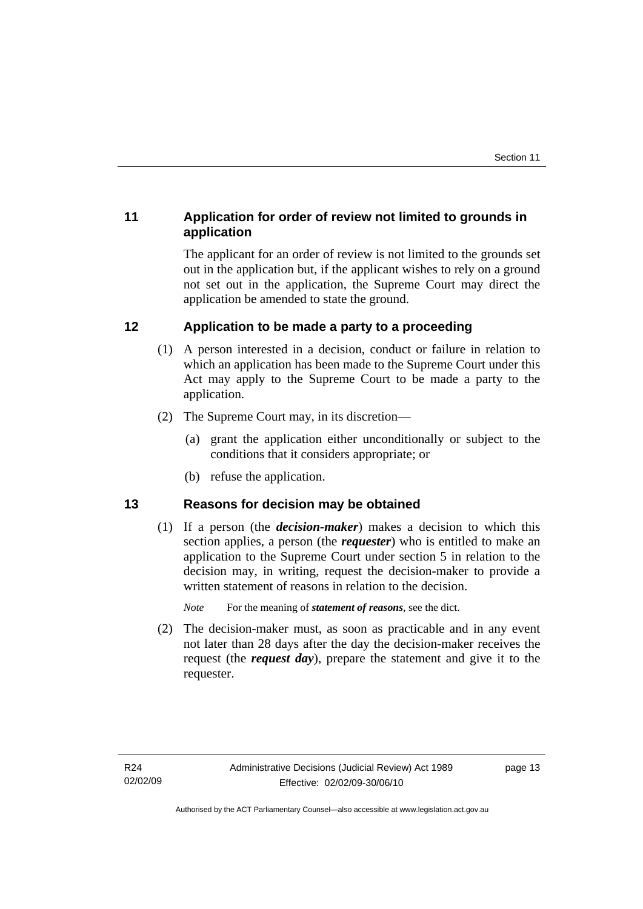## 11 Application for order of review not limited to grounds in application

The applicant for an order of review is not limited to the grounds set out in the application but, if the applicant wishes to rely on a ground not set out in the application, the Supreme Court may direct the application be amended to state the ground.

## 12 Application to be made a party to a proceeding

(1) A person interested in a decision, conduct or failure in relation to which an application has been made to the Supreme Court under this Act may apply to the Supreme Court to be made a party to the application.

(2) The Supreme Court may, in its discretion—

- (a) grant the application either unconditionally or subject to the conditions that it considers appropriate; or
- (b) refuse the application.

## 13 Reasons for decision may be obtained

(1) If a person (the ***decision-maker***) makes a decision to which this section applies, a person (the ***requester***) who is entitled to make an application to the Supreme Court under section 5 in relation to the decision may, in writing, request the decision-maker to provide a written statement of reasons in relation to the decision.

*Note* For the meaning of ***statement of reasons***, see the dict.

(2) The decision-maker must, as soon as practicable and in any event not later than 28 days after the day the decision-maker receives the request (the ***request day***), prepare the statement and give it to the requester.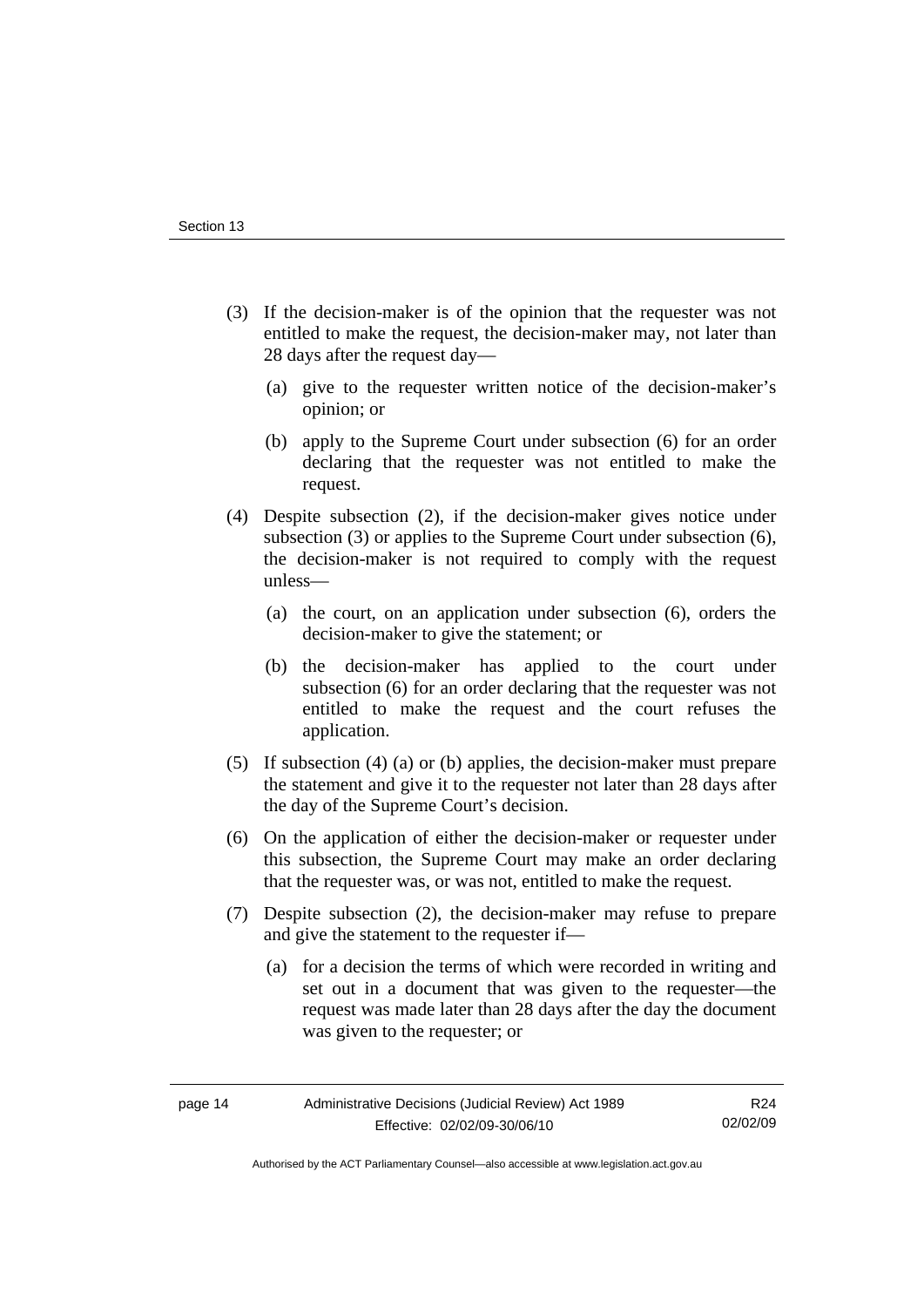(3) If the decision-maker is of the opinion that the requester was not entitled to make the request, the decision-maker may, not later than 28 days after the request day—

(a) give to the requester written notice of the decision-maker's opinion; or

(b) apply to the Supreme Court under subsection (6) for an order declaring that the requester was not entitled to make the request.

(4) Despite subsection (2), if the decision-maker gives notice under subsection (3) or applies to the Supreme Court under subsection (6), the decision-maker is not required to comply with the request unless—

(a) the court, on an application under subsection (6), orders the decision-maker to give the statement; or

(b) the decision-maker has applied to the court under subsection (6) for an order declaring that the requester was not entitled to make the request and the court refuses the application.

(5) If subsection (4) (a) or (b) applies, the decision-maker must prepare the statement and give it to the requester not later than 28 days after the day of the Supreme Court's decision.

(6) On the application of either the decision-maker or requester under this subsection, the Supreme Court may make an order declaring that the requester was, or was not, entitled to make the request.

(7) Despite subsection (2), the decision-maker may refuse to prepare and give the statement to the requester if—

(a) for a decision the terms of which were recorded in writing and set out in a document that was given to the requester—the request was made later than 28 days after the day the document was given to the requester; or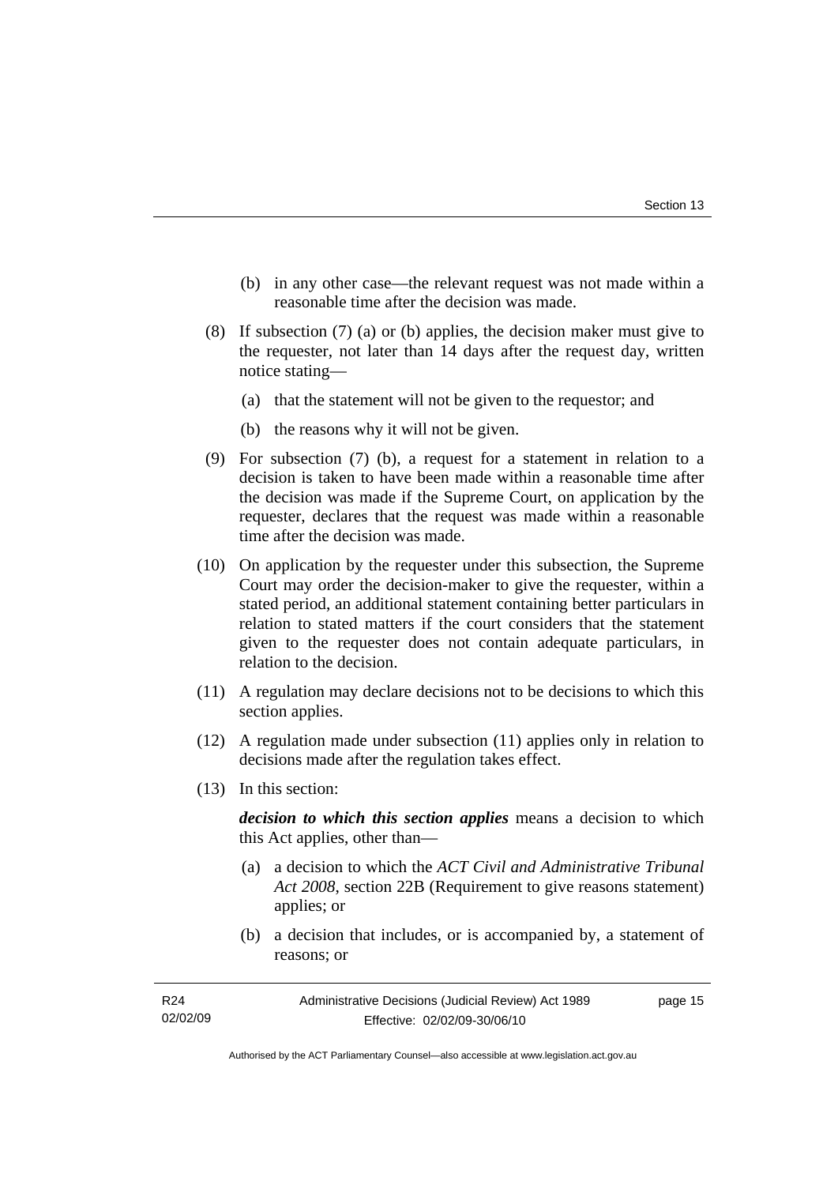(b) in any other case—the relevant request was not made within a reasonable time after the decision was made.

(8) If subsection (7) (a) or (b) applies, the decision maker must give to the requester, not later than 14 days after the request day, written notice stating—

(a) that the statement will not be given to the requestor; and

(b) the reasons why it will not be given.

(9) For subsection (7) (b), a request for a statement in relation to a decision is taken to have been made within a reasonable time after the decision was made if the Supreme Court, on application by the requester, declares that the request was made within a reasonable time after the decision was made.

(10) On application by the requester under this subsection, the Supreme Court may order the decision-maker to give the requester, within a stated period, an additional statement containing better particulars in relation to stated matters if the court considers that the statement given to the requester does not contain adequate particulars, in relation to the decision.

(11) A regulation may declare decisions not to be decisions to which this section applies.

(12) A regulation made under subsection (11) applies only in relation to decisions made after the regulation takes effect.

(13) In this section:

***decision to which this section applies*** means a decision to which this Act applies, other than—

(a) a decision to which the *ACT Civil and Administrative Tribunal Act 2008*, section 22B (Requirement to give reasons statement) applies; or

(b) a decision that includes, or is accompanied by, a statement of reasons; or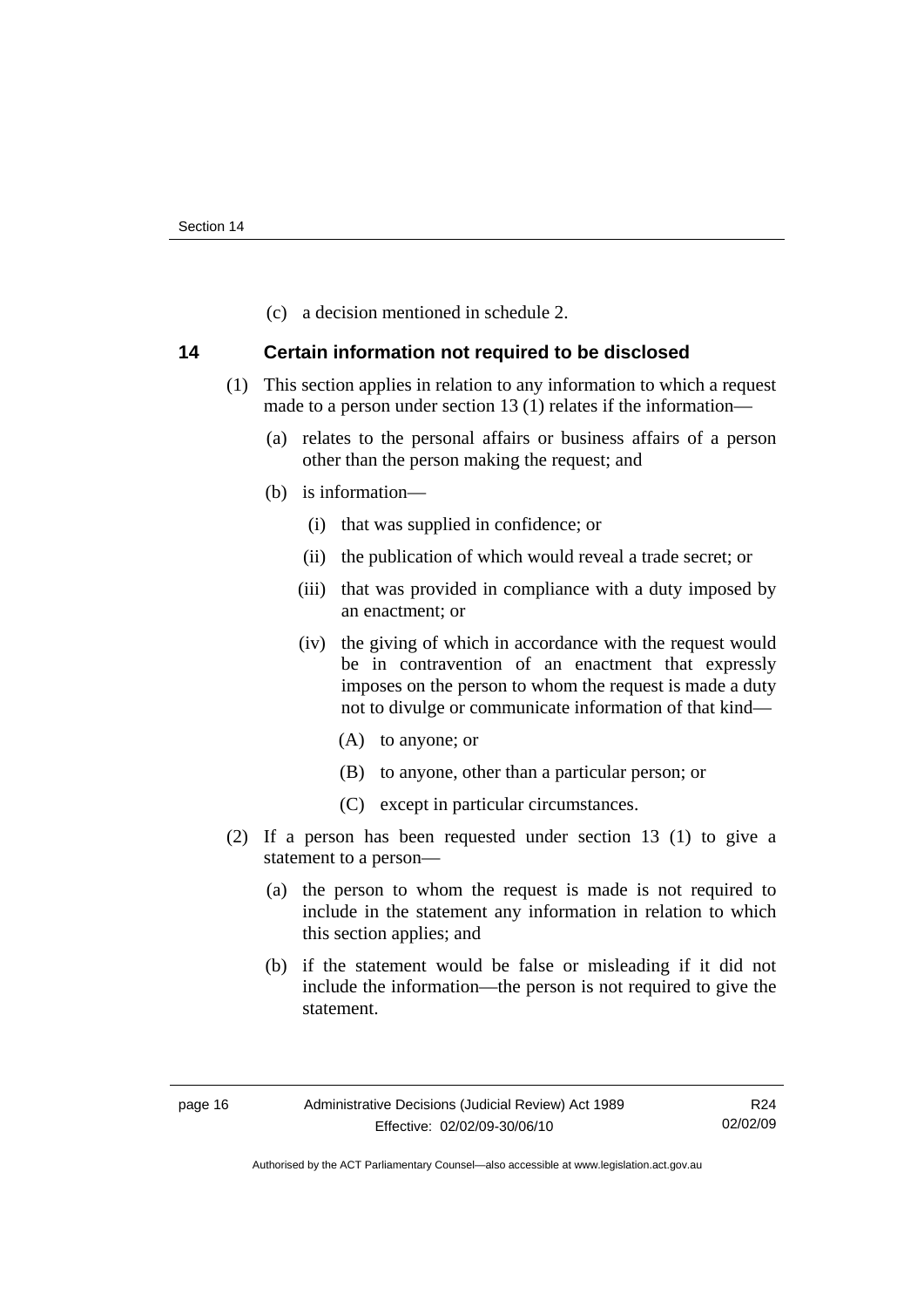(c) a decision mentioned in schedule 2.

## 14 Certain information not required to be disclosed

(1) This section applies in relation to any information to which a request made to a person under section 13 (1) relates if the information—

(a) relates to the personal affairs or business affairs of a person other than the person making the request; and

(b) is information—

(i) that was supplied in confidence; or

(ii) the publication of which would reveal a trade secret; or

(iii) that was provided in compliance with a duty imposed by an enactment; or

(iv) the giving of which in accordance with the request would be in contravention of an enactment that expressly imposes on the person to whom the request is made a duty not to divulge or communicate information of that kind—

(A) to anyone; or

(B) to anyone, other than a particular person; or

(C) except in particular circumstances.

(2) If a person has been requested under section 13 (1) to give a statement to a person—

(a) the person to whom the request is made is not required to include in the statement any information in relation to which this section applies; and

(b) if the statement would be false or misleading if it did not include the information—the person is not required to give the statement.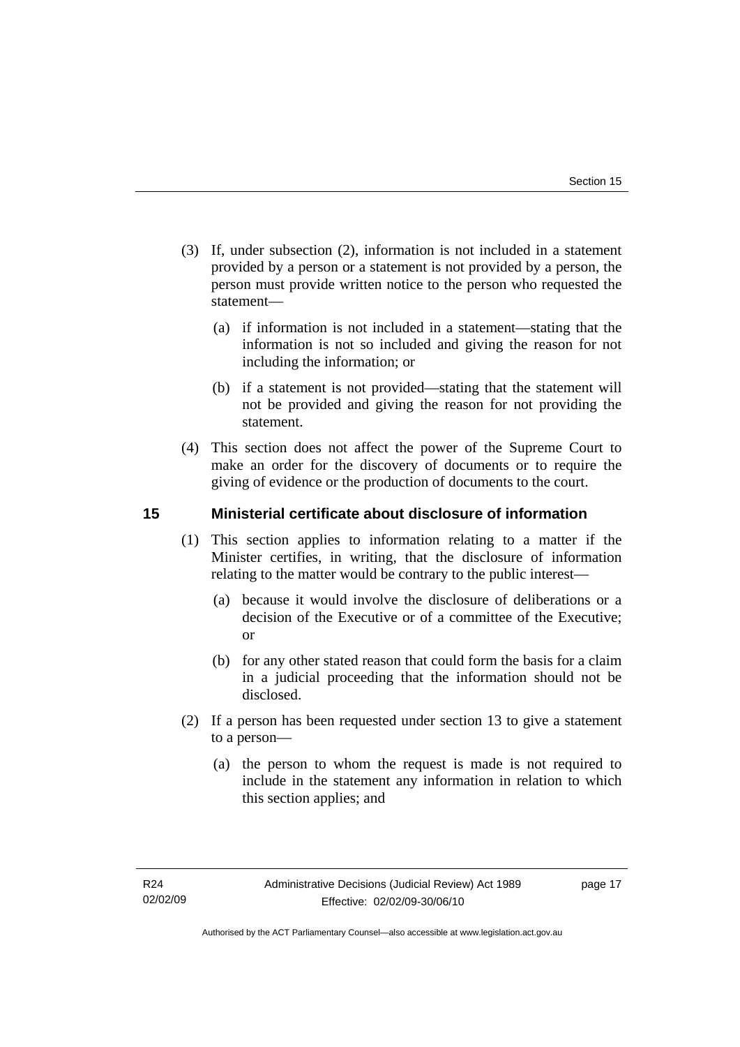(3) If, under subsection (2), information is not included in a statement provided by a person or a statement is not provided by a person, the person must provide written notice to the person who requested the statement—

(a) if information is not included in a statement—stating that the information is not so included and giving the reason for not including the information; or

(b) if a statement is not provided—stating that the statement will not be provided and giving the reason for not providing the statement.

(4) This section does not affect the power of the Supreme Court to make an order for the discovery of documents or to require the giving of evidence or the production of documents to the court.

## 15 Ministerial certificate about disclosure of information

(1) This section applies to information relating to a matter if the Minister certifies, in writing, that the disclosure of information relating to the matter would be contrary to the public interest—

(a) because it would involve the disclosure of deliberations or a decision of the Executive or of a committee of the Executive; or

(b) for any other stated reason that could form the basis for a claim in a judicial proceeding that the information should not be disclosed.

(2) If a person has been requested under section 13 to give a statement to a person—

(a) the person to whom the request is made is not required to include in the statement any information in relation to which this section applies; and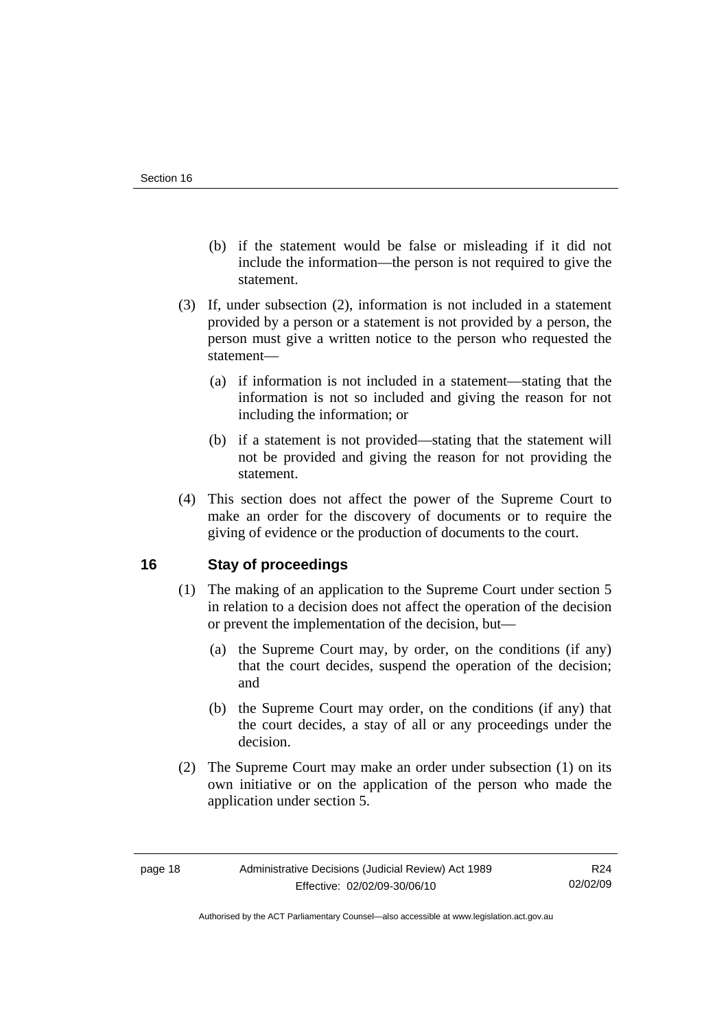(b) if the statement would be false or misleading if it did not include the information—the person is not required to give the statement.

(3) If, under subsection (2), information is not included in a statement provided by a person or a statement is not provided by a person, the person must give a written notice to the person who requested the statement—

(a) if information is not included in a statement—stating that the information is not so included and giving the reason for not including the information; or

(b) if a statement is not provided—stating that the statement will not be provided and giving the reason for not providing the statement.

(4) This section does not affect the power of the Supreme Court to make an order for the discovery of documents or to require the giving of evidence or the production of documents to the court.

## 16 Stay of proceedings

(1) The making of an application to the Supreme Court under section 5 in relation to a decision does not affect the operation of the decision or prevent the implementation of the decision, but—

(a) the Supreme Court may, by order, on the conditions (if any) that the court decides, suspend the operation of the decision; and

(b) the Supreme Court may order, on the conditions (if any) that the court decides, a stay of all or any proceedings under the decision.

(2) The Supreme Court may make an order under subsection (1) on its own initiative or on the application of the person who made the application under section 5.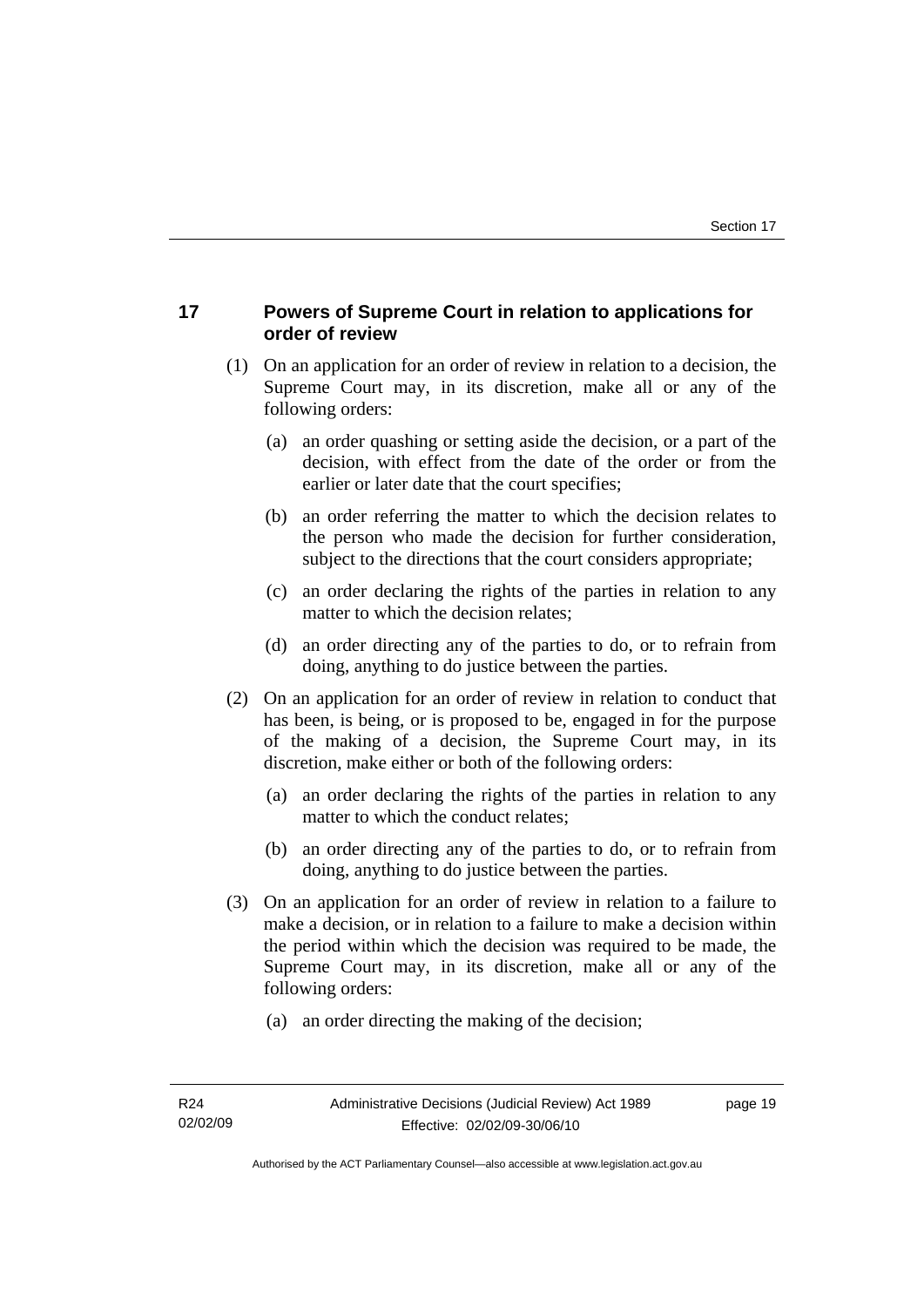## 17 Powers of Supreme Court in relation to applications for order of review

(1) On an application for an order of review in relation to a decision, the Supreme Court may, in its discretion, make all or any of the following orders:

(a) an order quashing or setting aside the decision, or a part of the decision, with effect from the date of the order or from the earlier or later date that the court specifies;

(b) an order referring the matter to which the decision relates to the person who made the decision for further consideration, subject to the directions that the court considers appropriate;

(c) an order declaring the rights of the parties in relation to any matter to which the decision relates;

(d) an order directing any of the parties to do, or to refrain from doing, anything to do justice between the parties.

(2) On an application for an order of review in relation to conduct that has been, is being, or is proposed to be, engaged in for the purpose of the making of a decision, the Supreme Court may, in its discretion, make either or both of the following orders:

(a) an order declaring the rights of the parties in relation to any matter to which the conduct relates;

(b) an order directing any of the parties to do, or to refrain from doing, anything to do justice between the parties.

(3) On an application for an order of review in relation to a failure to make a decision, or in relation to a failure to make a decision within the period within which the decision was required to be made, the Supreme Court may, in its discretion, make all or any of the following orders:

(a) an order directing the making of the decision;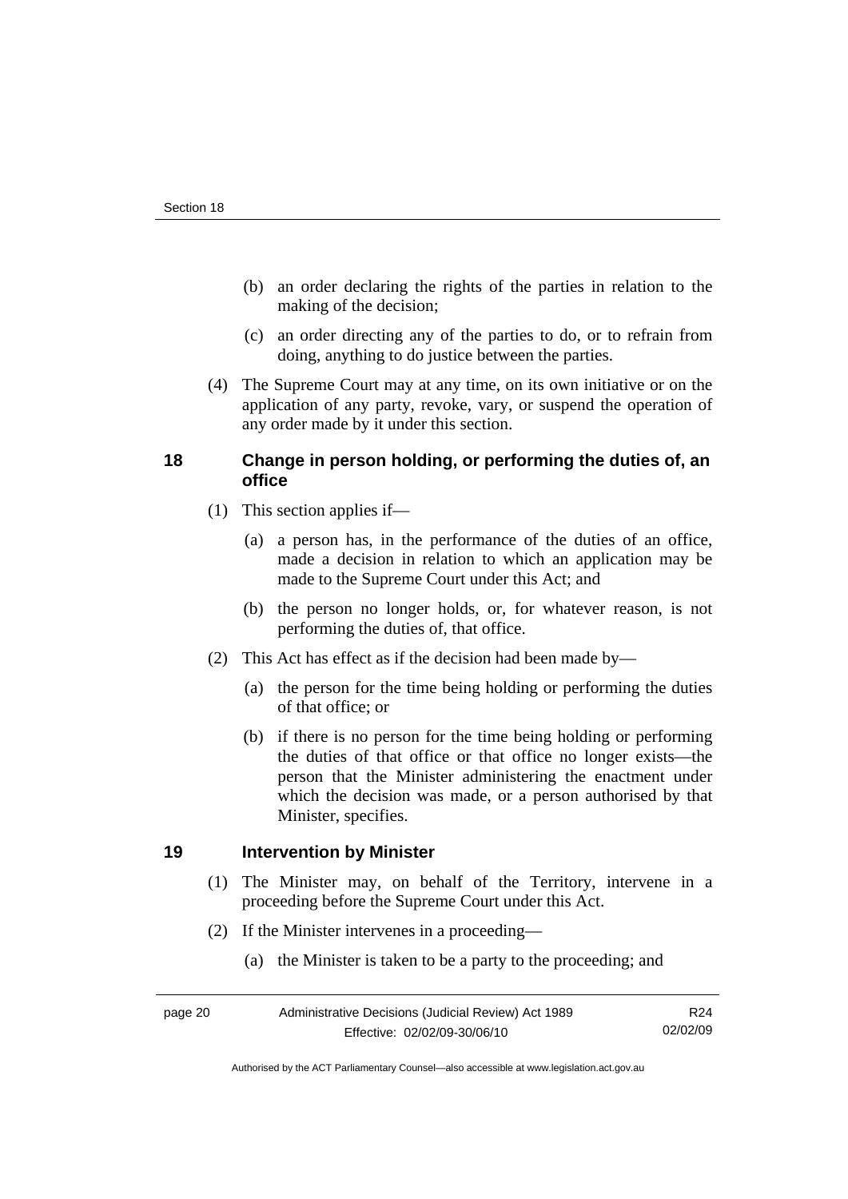(b) an order declaring the rights of the parties in relation to the making of the decision;

(c) an order directing any of the parties to do, or to refrain from doing, anything to do justice between the parties.

(4) The Supreme Court may at any time, on its own initiative or on the application of any party, revoke, vary, or suspend the operation of any order made by it under this section.

## 18 Change in person holding, or performing the duties of, an office

(1) This section applies if—

(a) a person has, in the performance of the duties of an office, made a decision in relation to which an application may be made to the Supreme Court under this Act; and

(b) the person no longer holds, or, for whatever reason, is not performing the duties of, that office.

(2) This Act has effect as if the decision had been made by—

(a) the person for the time being holding or performing the duties of that office; or

(b) if there is no person for the time being holding or performing the duties of that office or that office no longer exists—the person that the Minister administering the enactment under which the decision was made, or a person authorised by that Minister, specifies.

## 19 Intervention by Minister

(1) The Minister may, on behalf of the Territory, intervene in a proceeding before the Supreme Court under this Act.

(2) If the Minister intervenes in a proceeding—

(a) the Minister is taken to be a party to the proceeding; and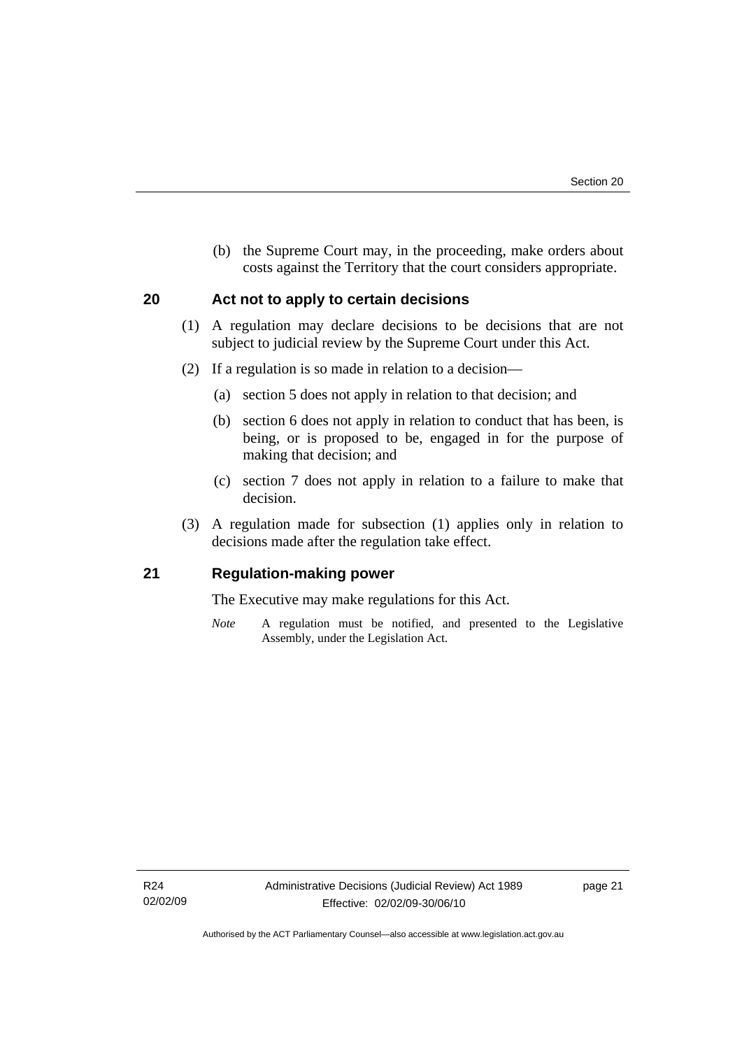(b) the Supreme Court may, in the proceeding, make orders about costs against the Territory that the court considers appropriate.

## 20 Act not to apply to certain decisions

(1) A regulation may declare decisions to be decisions that are not subject to judicial review by the Supreme Court under this Act.

(2) If a regulation is so made in relation to a decision—

(a) section 5 does not apply in relation to that decision; and

(b) section 6 does not apply in relation to conduct that has been, is being, or is proposed to be, engaged in for the purpose of making that decision; and

(c) section 7 does not apply in relation to a failure to make that decision.

(3) A regulation made for subsection (1) applies only in relation to decisions made after the regulation take effect.

## 21 Regulation-making power

The Executive may make regulations for this Act.

*Note* A regulation must be notified, and presented to the Legislative Assembly, under the Legislation Act.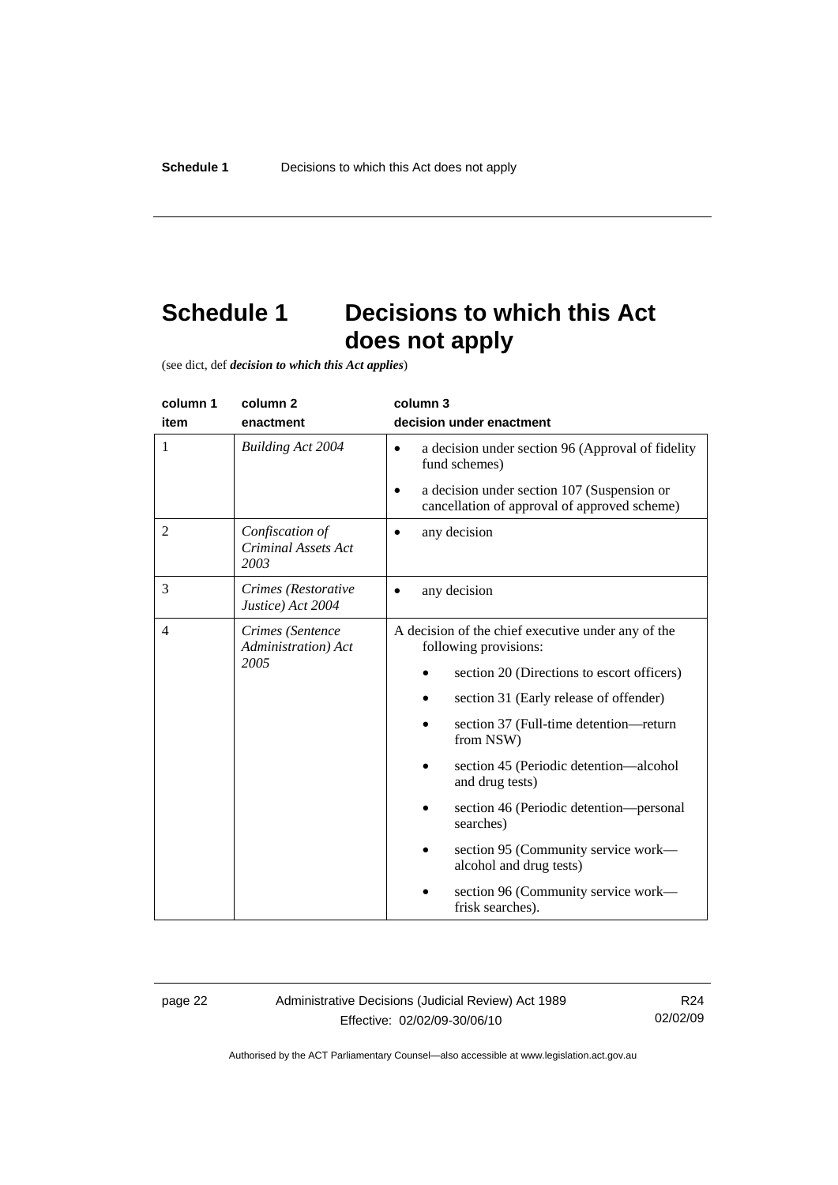# Schedule 1 Decisions to which this Act does not apply

(see dict, def ***decision to which this Act applies***)

| column 1<br>item | column 2<br>enactment | column 3<br>decision under enactment |
|---|---|---|
| 1 | *Building Act 2004* | • a decision under section 96 (Approval of fidelity fund schemes)<br>• a decision under section 107 (Suspension or cancellation of approval of approved scheme) |
| 2 | *Confiscation of Criminal Assets Act 2003* | • any decision |
| 3 | *Crimes (Restorative Justice) Act 2004* | • any decision |
| 4 | *Crimes (Sentence Administration) Act 2005* | A decision of the chief executive under any of the following provisions:<br>• section 20 (Directions to escort officers)<br>• section 31 (Early release of offender)<br>• section 37 (Full-time detention—return from NSW)<br>• section 45 (Periodic detention—alcohol and drug tests)<br>• section 46 (Periodic detention—personal searches)<br>• section 95 (Community service work—alcohol and drug tests)<br>• section 96 (Community service work—frisk searches). |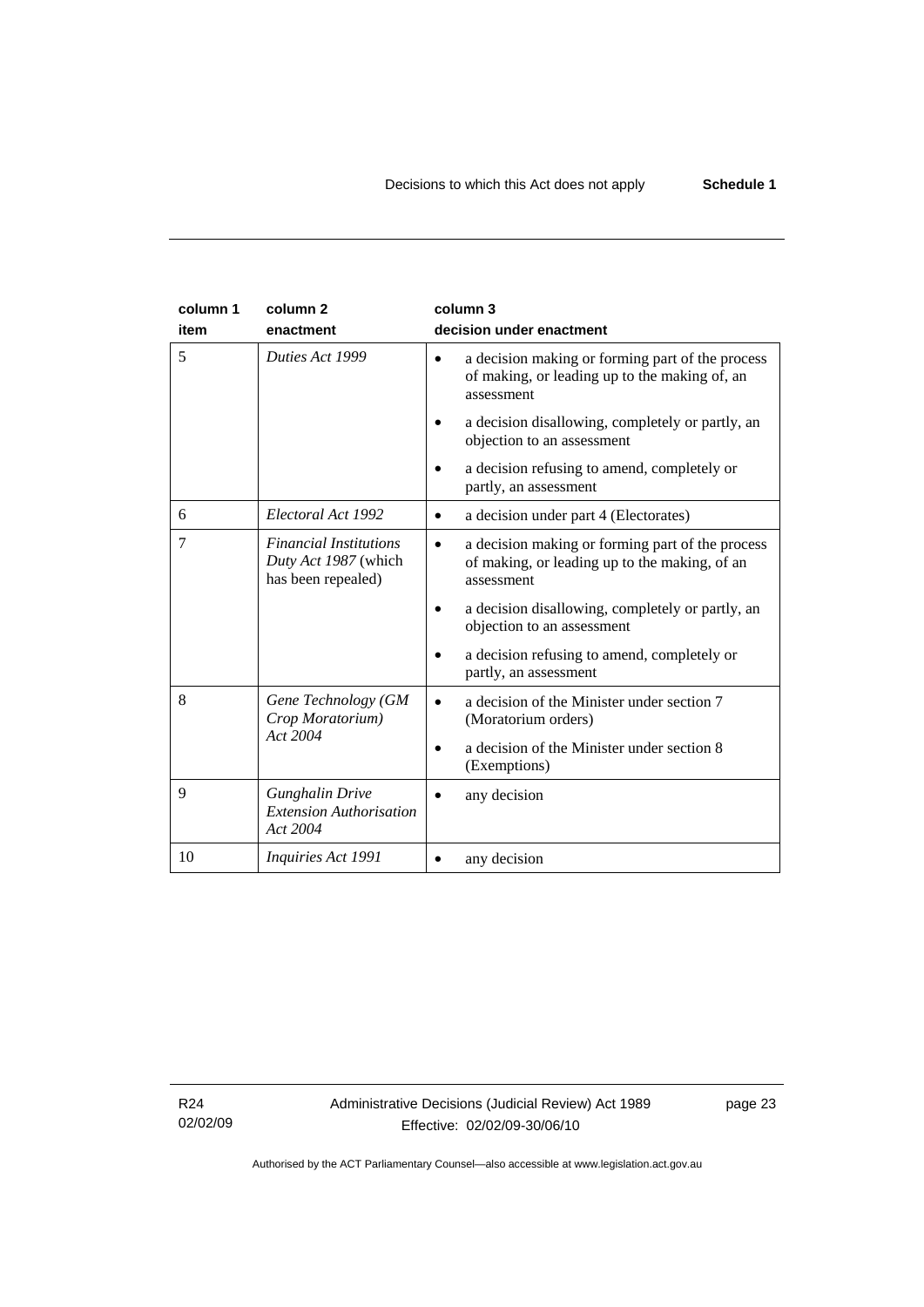| column 1 item | column 2 enactment | column 3 decision under enactment |
|---|---|---|
| 5 | *Duties Act 1999* | • a decision making or forming part of the process of making, or leading up to the making of, an assessment<br>• a decision disallowing, completely or partly, an objection to an assessment<br>• a decision refusing to amend, completely or partly, an assessment |
| 6 | *Electoral Act 1992* | • a decision under part 4 (Electorates) |
| 7 | *Financial Institutions Duty Act 1987* (which has been repealed) | • a decision making or forming part of the process of making, or leading up to the making, of an assessment<br>• a decision disallowing, completely or partly, an objection to an assessment<br>• a decision refusing to amend, completely or partly, an assessment |
| 8 | *Gene Technology (GM Crop Moratorium) Act 2004* | • a decision of the Minister under section 7 (Moratorium orders)<br>• a decision of the Minister under section 8 (Exemptions) |
| 9 | *Gunghalin Drive Extension Authorisation Act 2004* | • any decision |
| 10 | *Inquiries Act 1991* | • any decision |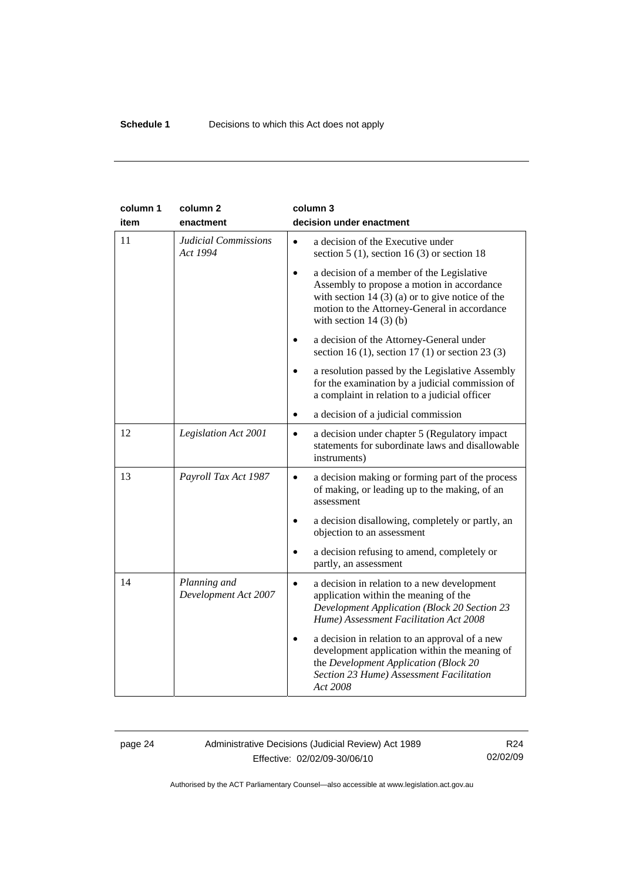| column 1<br>item | column 2<br>enactment | column 3<br>decision under enactment |
|---|---|---|
| 11 | *Judicial Commissions Act 1994* | • a decision of the Executive under section 5 (1), section 16 (3) or section 18<br>• a decision of a member of the Legislative Assembly to propose a motion in accordance with section 14 (3) (a) or to give notice of the motion to the Attorney-General in accordance with section 14 (3) (b)<br>• a decision of the Attorney-General under section 16 (1), section 17 (1) or section 23 (3)<br>• a resolution passed by the Legislative Assembly for the examination by a judicial commission of a complaint in relation to a judicial officer<br>• a decision of a judicial commission |
| 12 | *Legislation Act 2001* | • a decision under chapter 5 (Regulatory impact statements for subordinate laws and disallowable instruments) |
| 13 | *Payroll Tax Act 1987* | • a decision making or forming part of the process of making, or leading up to the making, of an assessment<br>• a decision disallowing, completely or partly, an objection to an assessment<br>• a decision refusing to amend, completely or partly, an assessment |
| 14 | *Planning and Development Act 2007* | • a decision in relation to a new development application within the meaning of the *Development Application (Block 20 Section 23 Hume) Assessment Facilitation Act 2008*<br>• a decision in relation to an approval of a new development application within the meaning of the *Development Application (Block 20 Section 23 Hume) Assessment Facilitation Act 2008* |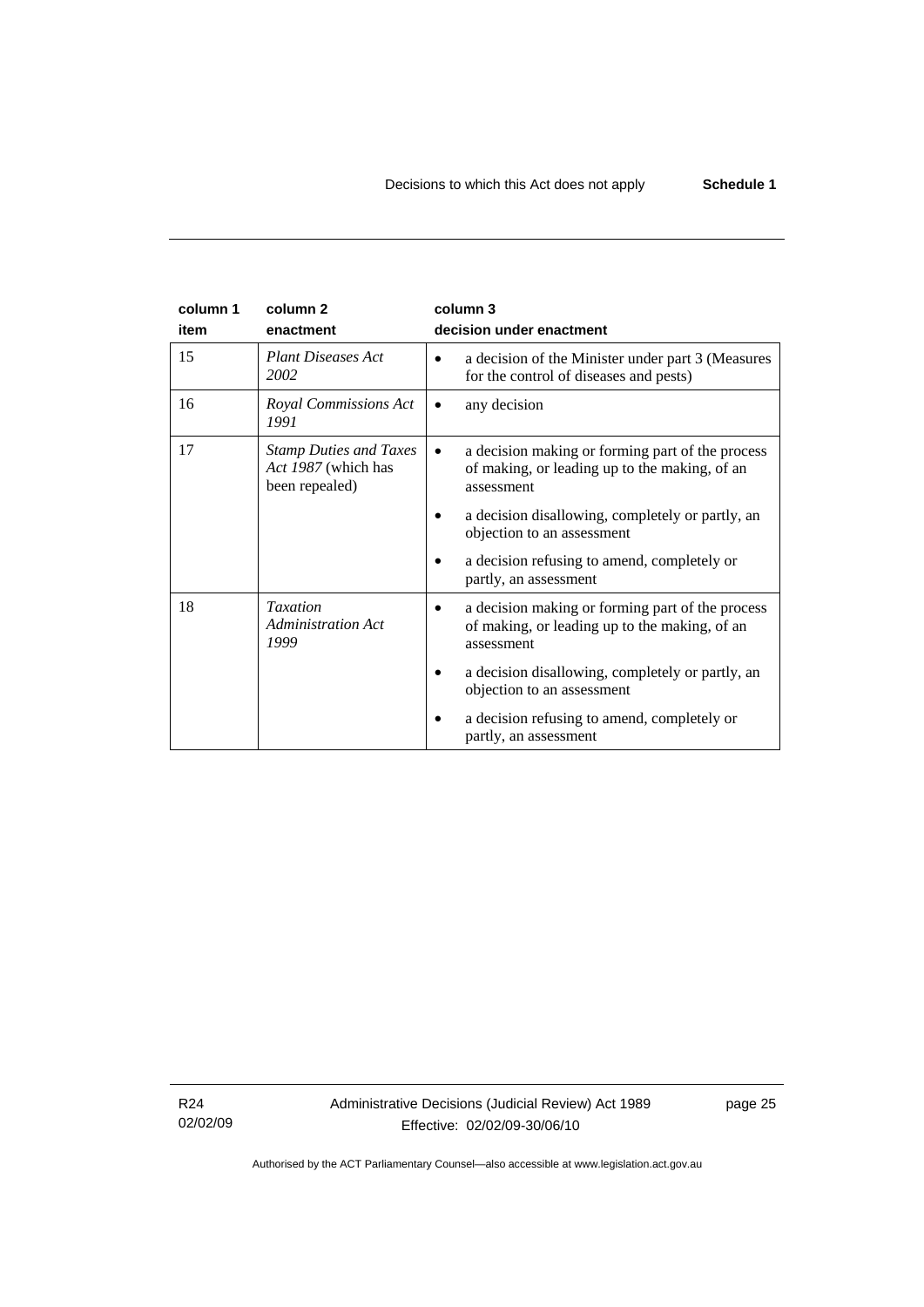| column 1 item | column 2 enactment | column 3 decision under enactment |
|---|---|---|
| 15 | *Plant Diseases Act 2002* | • a decision of the Minister under part 3 (Measures for the control of diseases and pests) |
| 16 | *Royal Commissions Act 1991* | • any decision |
| 17 | *Stamp Duties and Taxes Act 1987* (which has been repealed) | • a decision making or forming part of the process of making, or leading up to the making, of an assessment<br>• a decision disallowing, completely or partly, an objection to an assessment<br>• a decision refusing to amend, completely or partly, an assessment |
| 18 | *Taxation Administration Act 1999* | • a decision making or forming part of the process of making, or leading up to the making, of an assessment<br>• a decision disallowing, completely or partly, an objection to an assessment<br>• a decision refusing to amend, completely or partly, an assessment |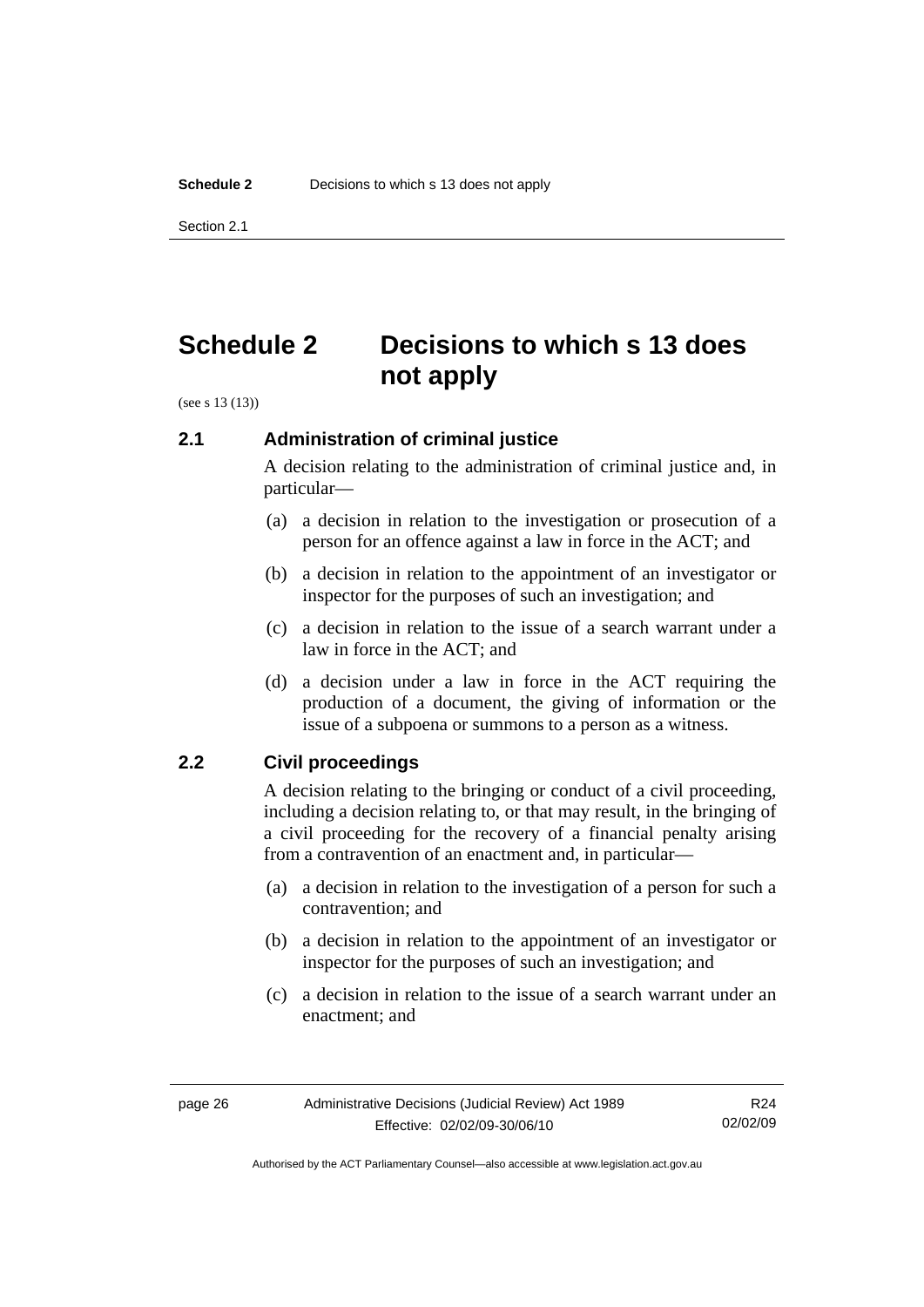# Schedule 2 Decisions to which s 13 does not apply

(see s 13 (13))

### 2.1 Administration of criminal justice

A decision relating to the administration of criminal justice and, in particular—

(a) a decision in relation to the investigation or prosecution of a person for an offence against a law in force in the ACT; and

(b) a decision in relation to the appointment of an investigator or inspector for the purposes of such an investigation; and

(c) a decision in relation to the issue of a search warrant under a law in force in the ACT; and

(d) a decision under a law in force in the ACT requiring the production of a document, the giving of information or the issue of a subpoena or summons to a person as a witness.

### 2.2 Civil proceedings

A decision relating to the bringing or conduct of a civil proceeding, including a decision relating to, or that may result, in the bringing of a civil proceeding for the recovery of a financial penalty arising from a contravention of an enactment and, in particular—

(a) a decision in relation to the investigation of a person for such a contravention; and

(b) a decision in relation to the appointment of an investigator or inspector for the purposes of such an investigation; and

(c) a decision in relation to the issue of a search warrant under an enactment; and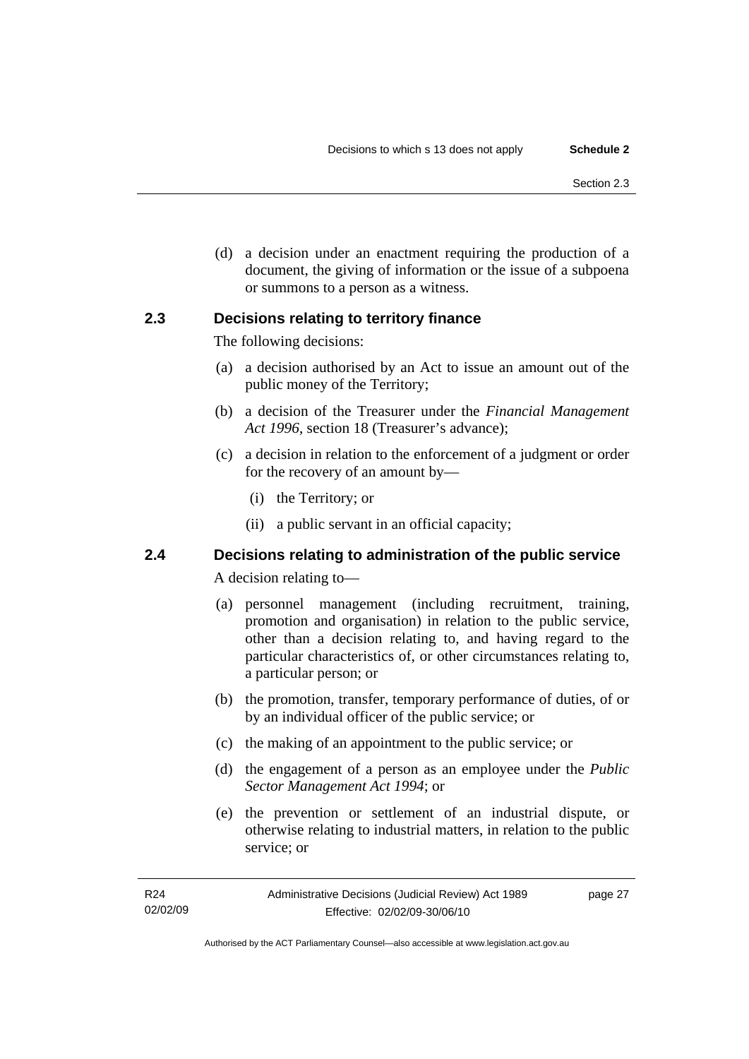(d) a decision under an enactment requiring the production of a document, the giving of information or the issue of a subpoena or summons to a person as a witness.

### 2.3 Decisions relating to territory finance

The following decisions:

(a) a decision authorised by an Act to issue an amount out of the public money of the Territory;

(b) a decision of the Treasurer under the *Financial Management Act 1996*, section 18 (Treasurer's advance);

(c) a decision in relation to the enforcement of a judgment or order for the recovery of an amount by—

  (i) the Territory; or

  (ii) a public servant in an official capacity;

### 2.4 Decisions relating to administration of the public service

A decision relating to—

(a) personnel management (including recruitment, training, promotion and organisation) in relation to the public service, other than a decision relating to, and having regard to the particular characteristics of, or other circumstances relating to, a particular person; or

(b) the promotion, transfer, temporary performance of duties, of or by an individual officer of the public service; or

(c) the making of an appointment to the public service; or

(d) the engagement of a person as an employee under the *Public Sector Management Act 1994*; or

(e) the prevention or settlement of an industrial dispute, or otherwise relating to industrial matters, in relation to the public service; or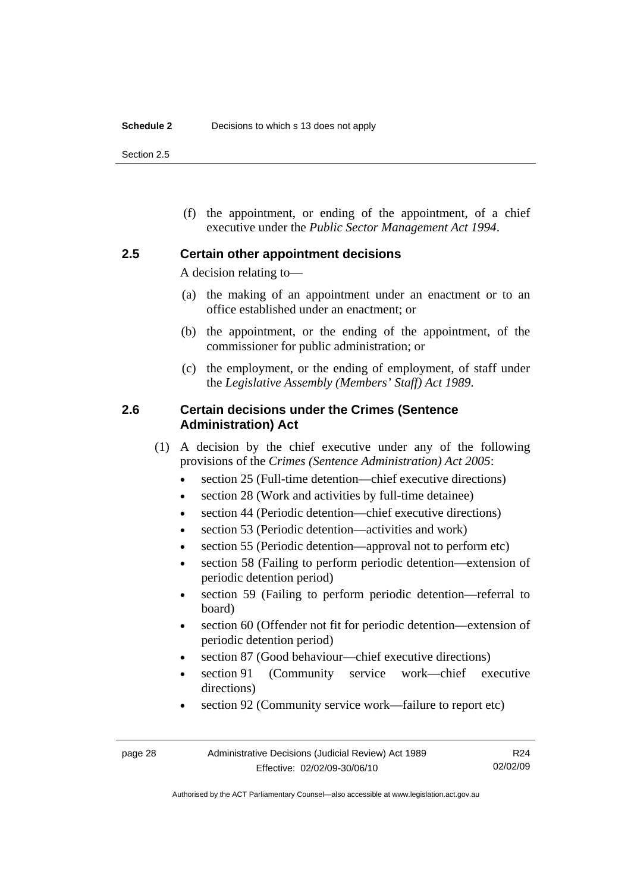(f) the appointment, or ending of the appointment, of a chief executive under the *Public Sector Management Act 1994*.

### 2.5 Certain other appointment decisions

A decision relating to—

(a) the making of an appointment under an enactment or to an office established under an enactment; or

(b) the appointment, or the ending of the appointment, of the commissioner for public administration; or

(c) the employment, or the ending of employment, of staff under the *Legislative Assembly (Members' Staff) Act 1989*.

### 2.6 Certain decisions under the Crimes (Sentence Administration) Act

(1) A decision by the chief executive under any of the following provisions of the *Crimes (Sentence Administration) Act 2005*:

- section 25 (Full-time detention—chief executive directions)
- section 28 (Work and activities by full-time detainee)
- section 44 (Periodic detention—chief executive directions)
- section 53 (Periodic detention—activities and work)
- section 55 (Periodic detention—approval not to perform etc)
- section 58 (Failing to perform periodic detention—extension of periodic detention period)
- section 59 (Failing to perform periodic detention—referral to board)
- section 60 (Offender not fit for periodic detention—extension of periodic detention period)
- section 87 (Good behaviour—chief executive directions)
- section 91 (Community service work—chief executive directions)
- section 92 (Community service work—failure to report etc)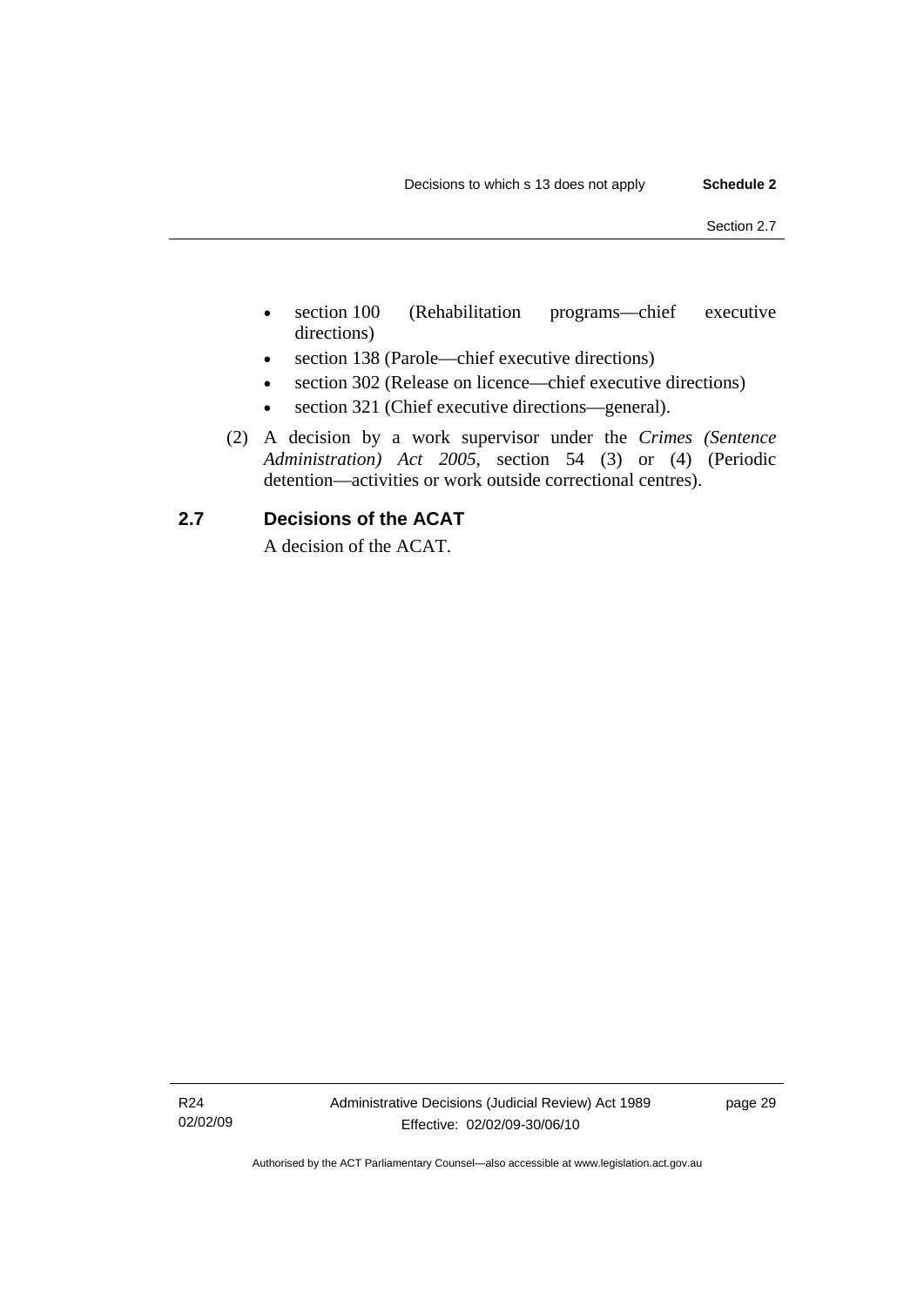- section 100 (Rehabilitation programs—chief executive directions)
- section 138 (Parole—chief executive directions)
- section 302 (Release on licence—chief executive directions)
- section 321 (Chief executive directions—general).

(2) A decision by a work supervisor under the *Crimes (Sentence Administration) Act 2005*, section 54 (3) or (4) (Periodic detention—activities or work outside correctional centres).

## 2.7 Decisions of the ACAT

A decision of the ACAT.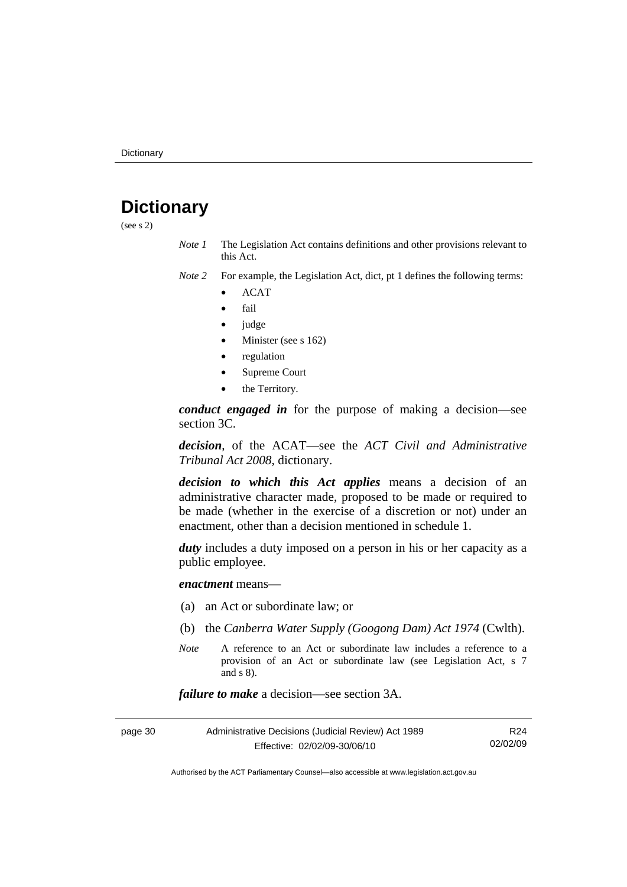# Dictionary

(see s 2)

*Note 1* The Legislation Act contains definitions and other provisions relevant to this Act.

*Note 2* For example, the Legislation Act, dict, pt 1 defines the following terms:

- ACAT
- fail
- judge
- Minister (see s 162)
- regulation
- Supreme Court
- the Territory.

***conduct engaged in*** for the purpose of making a decision—see section 3C.

***decision***, of the ACAT—see the *ACT Civil and Administrative Tribunal Act 2008*, dictionary.

***decision to which this Act applies*** means a decision of an administrative character made, proposed to be made or required to be made (whether in the exercise of a discretion or not) under an enactment, other than a decision mentioned in schedule 1.

***duty*** includes a duty imposed on a person in his or her capacity as a public employee.

***enactment*** means—

(a) an Act or subordinate law; or

(b) the *Canberra Water Supply (Googong Dam) Act 1974* (Cwlth).

*Note* A reference to an Act or subordinate law includes a reference to a provision of an Act or subordinate law (see Legislation Act, s 7 and s 8).

***failure to make*** a decision—see section 3A.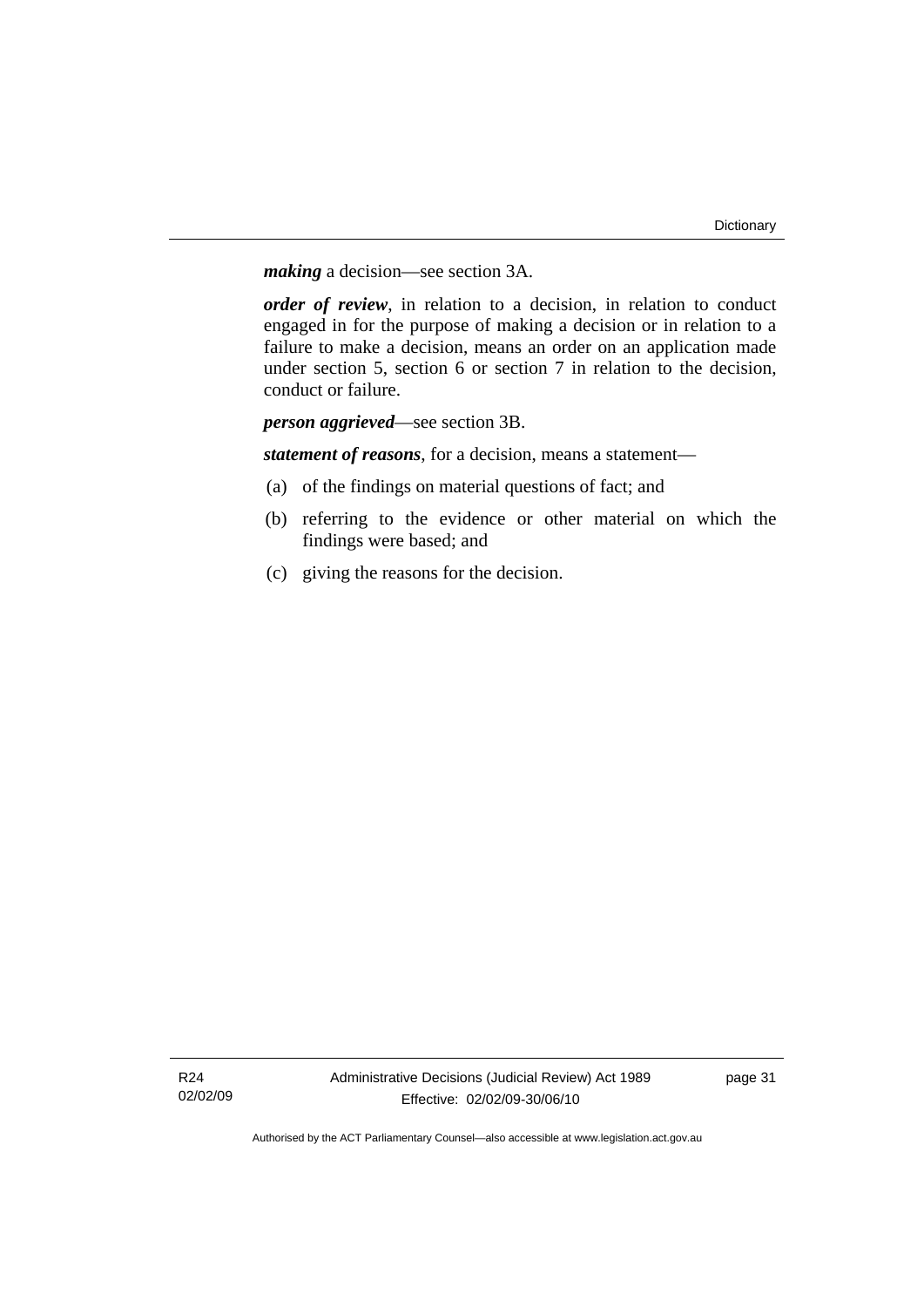***making*** a decision—see section 3A.

***order of review***, in relation to a decision, in relation to conduct engaged in for the purpose of making a decision or in relation to a failure to make a decision, means an order on an application made under section 5, section 6 or section 7 in relation to the decision, conduct or failure.

***person aggrieved***—see section 3B.

***statement of reasons***, for a decision, means a statement—

(a) of the findings on material questions of fact; and

(b) referring to the evidence or other material on which the findings were based; and

(c) giving the reasons for the decision.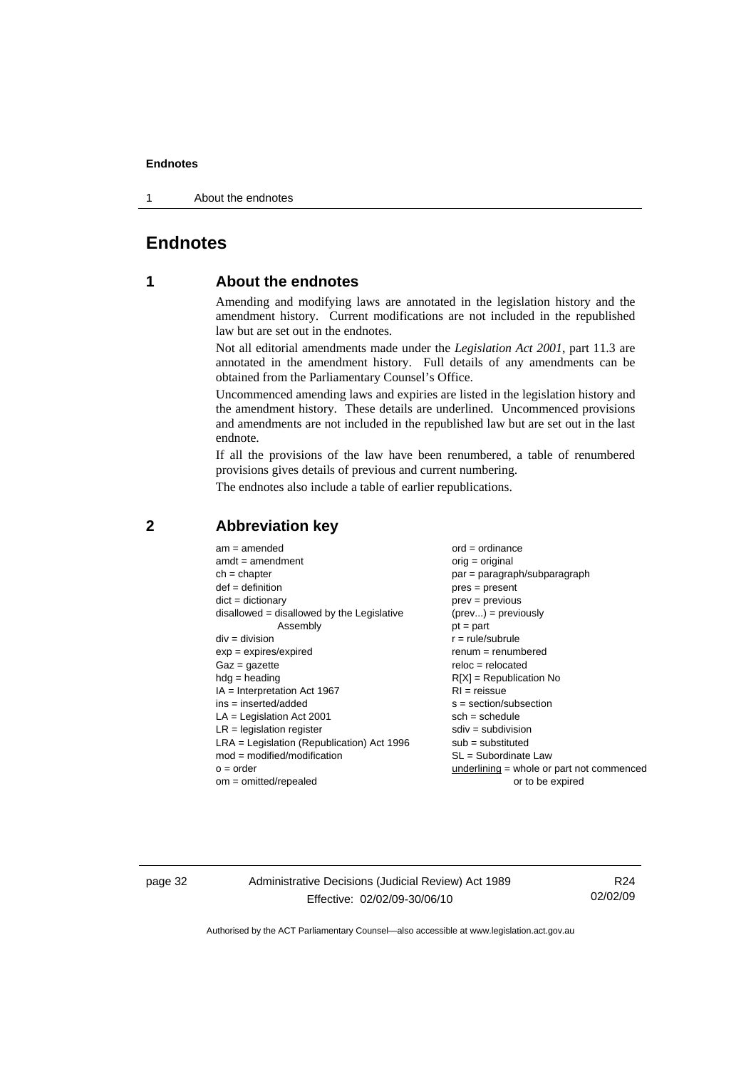# Endnotes

## 1 About the endnotes

Amending and modifying laws are annotated in the legislation history and the amendment history. Current modifications are not included in the republished law but are set out in the endnotes.

Not all editorial amendments made under the *Legislation Act 2001*, part 11.3 are annotated in the amendment history. Full details of any amendments can be obtained from the Parliamentary Counsel's Office.

Uncommenced amending laws and expiries are listed in the legislation history and the amendment history. These details are underlined. Uncommenced provisions and amendments are not included in the republished law but are set out in the last endnote.

If all the provisions of the law have been renumbered, a table of renumbered provisions gives details of previous and current numbering.

The endnotes also include a table of earlier republications.

## 2 Abbreviation key

am = amended
amdt = amendment
ch = chapter
def = definition
dict = dictionary
disallowed = disallowed by the Legislative Assembly
div = division
exp = expires/expired
Gaz = gazette
hdg = heading
IA = Interpretation Act 1967
ins = inserted/added
LA = Legislation Act 2001
LR = legislation register
LRA = Legislation (Republication) Act 1996
mod = modified/modification
o = order
om = omitted/repealed
ord = ordinance
orig = original
par = paragraph/subparagraph
pres = present
prev = previous
(prev...) = previously
pt = part
r = rule/subrule
renum = renumbered
reloc = relocated
R[X] = Republication No
RI = reissue
s = section/subsection
sch = schedule
sdiv = subdivision
sub = substituted
SL = Subordinate Law
underlining = whole or part not commenced or to be expired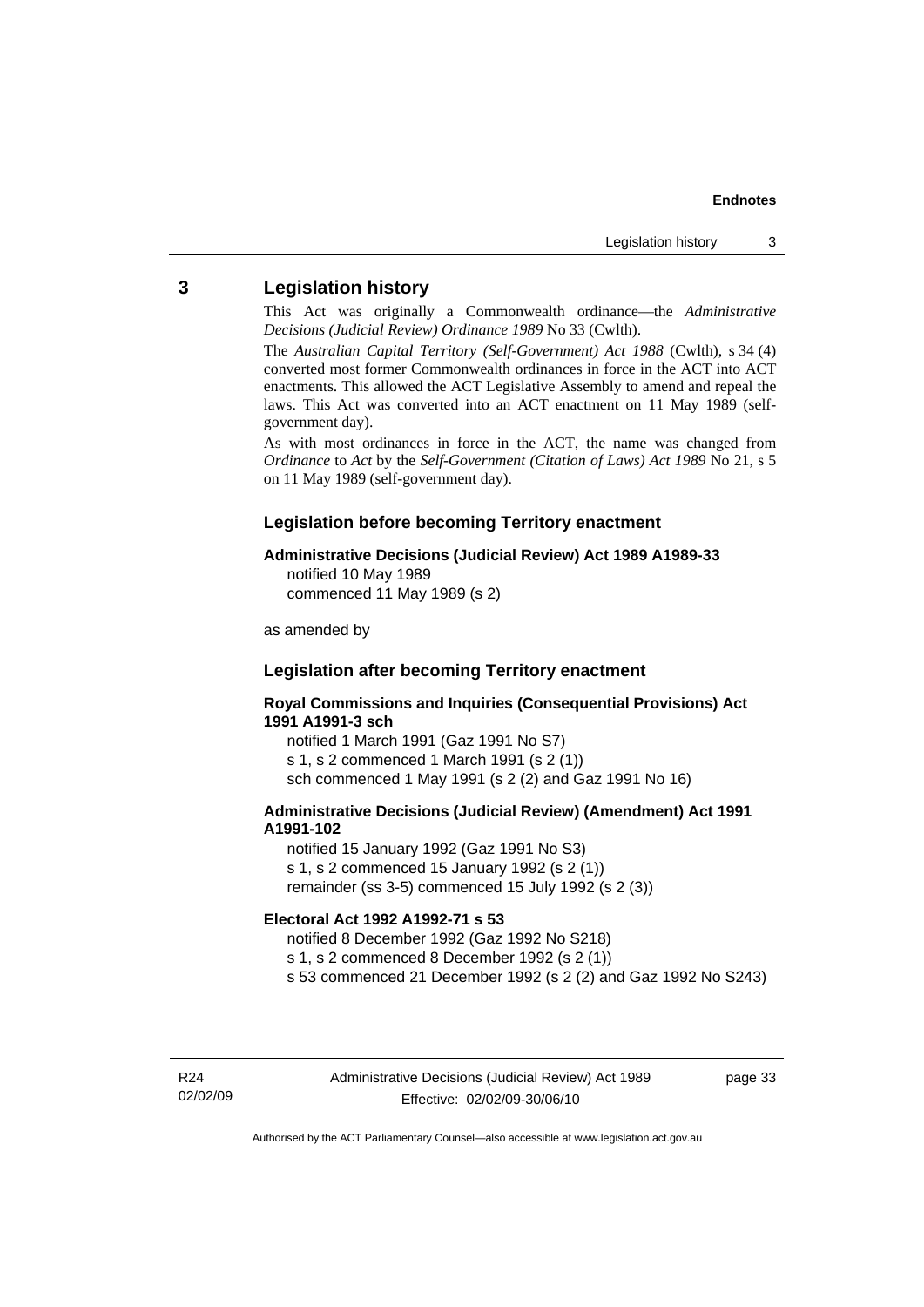## 3 Legislation history

This Act was originally a Commonwealth ordinance—the *Administrative Decisions (Judicial Review) Ordinance 1989* No 33 (Cwlth).

The *Australian Capital Territory (Self-Government) Act 1988* (Cwlth), s 34 (4) converted most former Commonwealth ordinances in force in the ACT into ACT enactments. This allowed the ACT Legislative Assembly to amend and repeal the laws. This Act was converted into an ACT enactment on 11 May 1989 (self-government day).

As with most ordinances in force in the ACT, the name was changed from *Ordinance* to *Act* by the *Self-Government (Citation of Laws) Act 1989* No 21, s 5 on 11 May 1989 (self-government day).

### Legislation before becoming Territory enactment

**Administrative Decisions (Judicial Review) Act 1989 A1989-33**
notified 10 May 1989
commenced 11 May 1989 (s 2)

as amended by

### Legislation after becoming Territory enactment

**Royal Commissions and Inquiries (Consequential Provisions) Act 1991 A1991-3 sch**
notified 1 March 1991 (Gaz 1991 No S7)
s 1, s 2 commenced 1 March 1991 (s 2 (1))
sch commenced 1 May 1991 (s 2 (2) and Gaz 1991 No 16)

**Administrative Decisions (Judicial Review) (Amendment) Act 1991 A1991-102**
notified 15 January 1992 (Gaz 1991 No S3)
s 1, s 2 commenced 15 January 1992 (s 2 (1))
remainder (ss 3-5) commenced 15 July 1992 (s 2 (3))

**Electoral Act 1992 A1992-71 s 53**
notified 8 December 1992 (Gaz 1992 No S218)
s 1, s 2 commenced 8 December 1992 (s 2 (1))
s 53 commenced 21 December 1992 (s 2 (2) and Gaz 1992 No S243)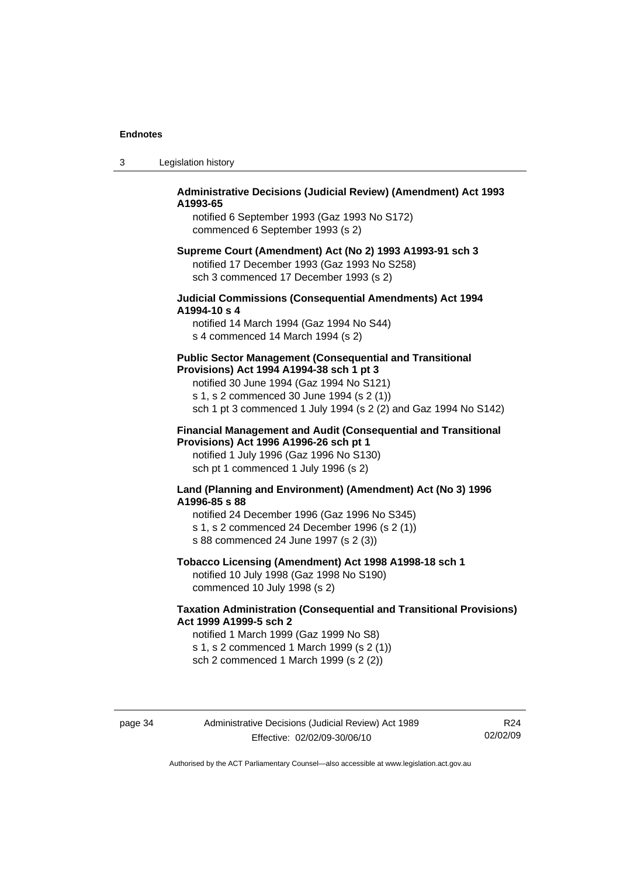**Administrative Decisions (Judicial Review) (Amendment) Act 1993 A1993-65**

notified 6 September 1993 (Gaz 1993 No S172)
commenced 6 September 1993 (s 2)

**Supreme Court (Amendment) Act (No 2) 1993 A1993-91 sch 3**

notified 17 December 1993 (Gaz 1993 No S258)
sch 3 commenced 17 December 1993 (s 2)

**Judicial Commissions (Consequential Amendments) Act 1994 A1994-10 s 4**

notified 14 March 1994 (Gaz 1994 No S44)
s 4 commenced 14 March 1994 (s 2)

**Public Sector Management (Consequential and Transitional Provisions) Act 1994 A1994-38 sch 1 pt 3**

notified 30 June 1994 (Gaz 1994 No S121)
s 1, s 2 commenced 30 June 1994 (s 2 (1))
sch 1 pt 3 commenced 1 July 1994 (s 2 (2) and Gaz 1994 No S142)

**Financial Management and Audit (Consequential and Transitional Provisions) Act 1996 A1996-26 sch pt 1**

notified 1 July 1996 (Gaz 1996 No S130)
sch pt 1 commenced 1 July 1996 (s 2)

**Land (Planning and Environment) (Amendment) Act (No 3) 1996 A1996-85 s 88**

notified 24 December 1996 (Gaz 1996 No S345)
s 1, s 2 commenced 24 December 1996 (s 2 (1))
s 88 commenced 24 June 1997 (s 2 (3))

**Tobacco Licensing (Amendment) Act 1998 A1998-18 sch 1**

notified 10 July 1998 (Gaz 1998 No S190)
commenced 10 July 1998 (s 2)

**Taxation Administration (Consequential and Transitional Provisions) Act 1999 A1999-5 sch 2**

notified 1 March 1999 (Gaz 1999 No S8)
s 1, s 2 commenced 1 March 1999 (s 2 (1))
sch 2 commenced 1 March 1999 (s 2 (2))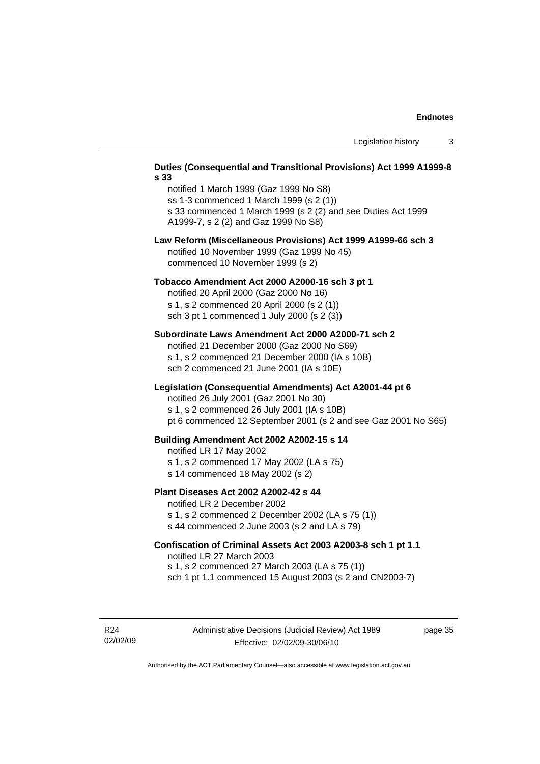**Duties (Consequential and Transitional Provisions) Act 1999 A1999-8 s 33**

notified 1 March 1999 (Gaz 1999 No S8)
ss 1-3 commenced 1 March 1999 (s 2 (1))
s 33 commenced 1 March 1999 (s 2 (2) and see Duties Act 1999 A1999-7, s 2 (2) and Gaz 1999 No S8)

**Law Reform (Miscellaneous Provisions) Act 1999 A1999-66 sch 3**

notified 10 November 1999 (Gaz 1999 No 45)
commenced 10 November 1999 (s 2)

**Tobacco Amendment Act 2000 A2000-16 sch 3 pt 1**

notified 20 April 2000 (Gaz 2000 No 16)
s 1, s 2 commenced 20 April 2000 (s 2 (1))
sch 3 pt 1 commenced 1 July 2000 (s 2 (3))

**Subordinate Laws Amendment Act 2000 A2000-71 sch 2**

notified 21 December 2000 (Gaz 2000 No S69)
s 1, s 2 commenced 21 December 2000 (IA s 10B)
sch 2 commenced 21 June 2001 (IA s 10E)

**Legislation (Consequential Amendments) Act A2001-44 pt 6**

notified 26 July 2001 (Gaz 2001 No 30)
s 1, s 2 commenced 26 July 2001 (IA s 10B)
pt 6 commenced 12 September 2001 (s 2 and see Gaz 2001 No S65)

**Building Amendment Act 2002 A2002-15 s 14**

notified LR 17 May 2002
s 1, s 2 commenced 17 May 2002 (LA s 75)
s 14 commenced 18 May 2002 (s 2)

**Plant Diseases Act 2002 A2002-42 s 44**

notified LR 2 December 2002
s 1, s 2 commenced 2 December 2002 (LA s 75 (1))
s 44 commenced 2 June 2003 (s 2 and LA s 79)

**Confiscation of Criminal Assets Act 2003 A2003-8 sch 1 pt 1.1**

notified LR 27 March 2003
s 1, s 2 commenced 27 March 2003 (LA s 75 (1))
sch 1 pt 1.1 commenced 15 August 2003 (s 2 and CN2003-7)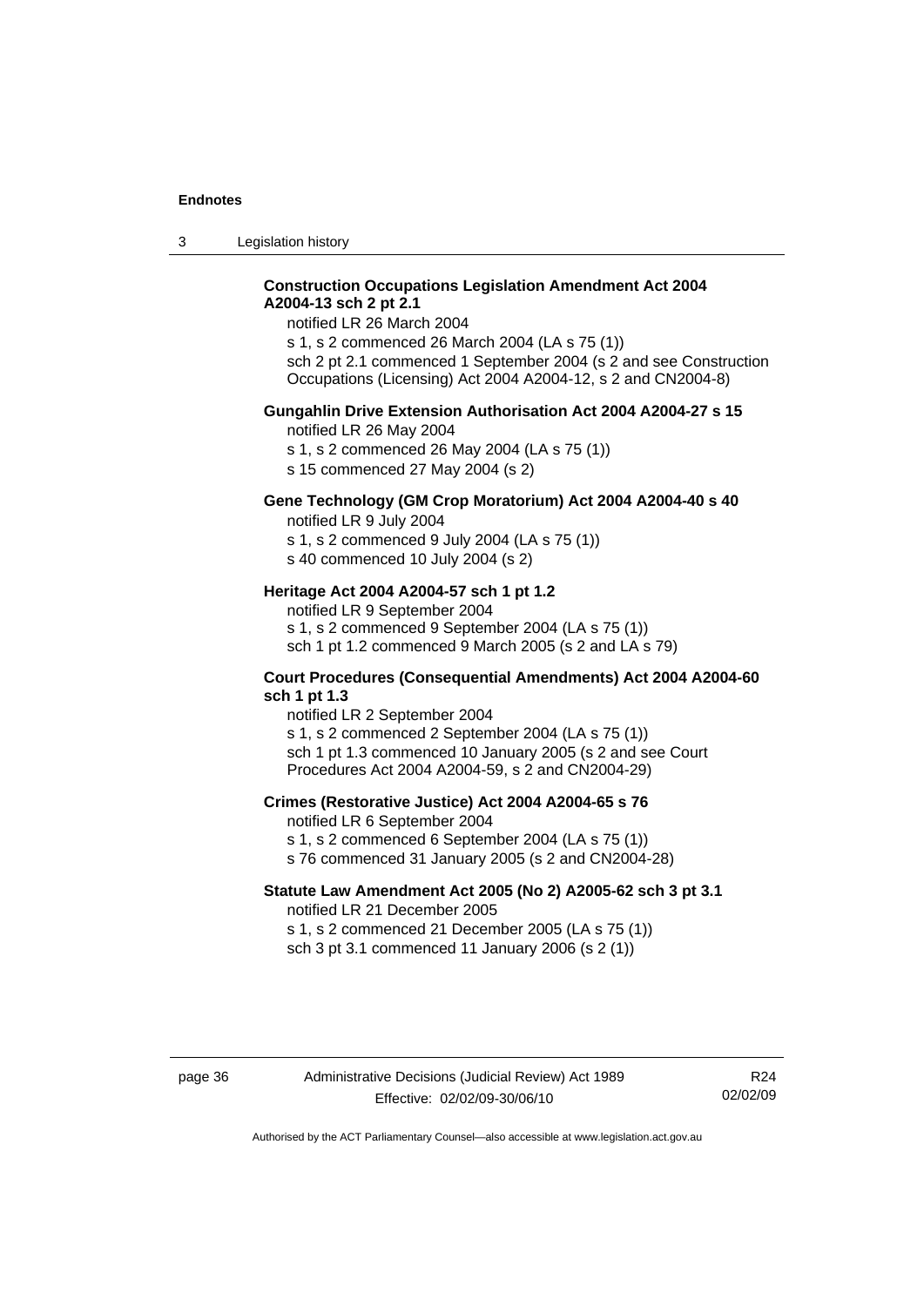**Construction Occupations Legislation Amendment Act 2004 A2004-13 sch 2 pt 2.1**

notified LR 26 March 2004

s 1, s 2 commenced 26 March 2004 (LA s 75 (1))

sch 2 pt 2.1 commenced 1 September 2004 (s 2 and see Construction Occupations (Licensing) Act 2004 A2004-12, s 2 and CN2004-8)

**Gungahlin Drive Extension Authorisation Act 2004 A2004-27 s 15**

notified LR 26 May 2004

s 1, s 2 commenced 26 May 2004 (LA s 75 (1))

s 15 commenced 27 May 2004 (s 2)

**Gene Technology (GM Crop Moratorium) Act 2004 A2004-40 s 40**

notified LR 9 July 2004

s 1, s 2 commenced 9 July 2004 (LA s 75 (1))

s 40 commenced 10 July 2004 (s 2)

**Heritage Act 2004 A2004-57 sch 1 pt 1.2**

notified LR 9 September 2004

s 1, s 2 commenced 9 September 2004 (LA s 75 (1))

sch 1 pt 1.2 commenced 9 March 2005 (s 2 and LA s 79)

**Court Procedures (Consequential Amendments) Act 2004 A2004-60 sch 1 pt 1.3**

notified LR 2 September 2004

s 1, s 2 commenced 2 September 2004 (LA s 75 (1))

sch 1 pt 1.3 commenced 10 January 2005 (s 2 and see Court Procedures Act 2004 A2004-59, s 2 and CN2004-29)

**Crimes (Restorative Justice) Act 2004 A2004-65 s 76**

notified LR 6 September 2004

s 1, s 2 commenced 6 September 2004 (LA s 75 (1))

s 76 commenced 31 January 2005 (s 2 and CN2004-28)

**Statute Law Amendment Act 2005 (No 2) A2005-62 sch 3 pt 3.1**

notified LR 21 December 2005

s 1, s 2 commenced 21 December 2005 (LA s 75 (1))

sch 3 pt 3.1 commenced 11 January 2006 (s 2 (1))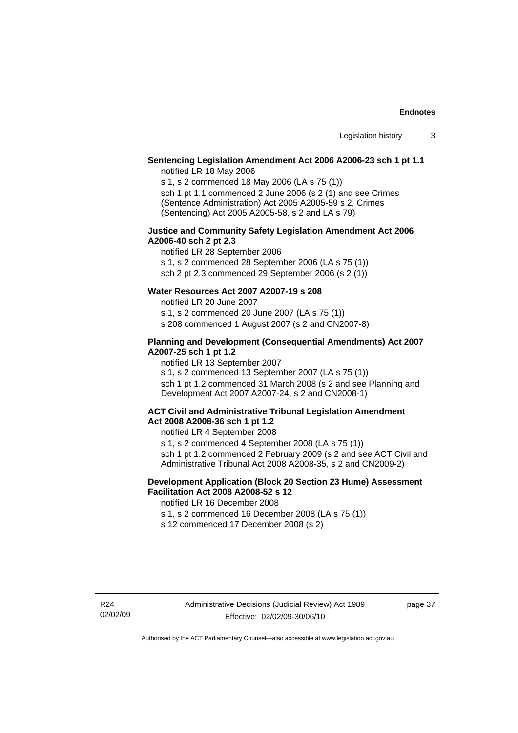**Sentencing Legislation Amendment Act 2006 A2006-23 sch 1 pt 1.1**

notified LR 18 May 2006

s 1, s 2 commenced 18 May 2006 (LA s 75 (1))

sch 1 pt 1.1 commenced 2 June 2006 (s 2 (1) and see Crimes (Sentence Administration) Act 2005 A2005-59 s 2, Crimes (Sentencing) Act 2005 A2005-58, s 2 and LA s 79)

**Justice and Community Safety Legislation Amendment Act 2006 A2006-40 sch 2 pt 2.3**

notified LR 28 September 2006

s 1, s 2 commenced 28 September 2006 (LA s 75 (1))

sch 2 pt 2.3 commenced 29 September 2006 (s 2 (1))

**Water Resources Act 2007 A2007-19 s 208**

notified LR 20 June 2007

s 1, s 2 commenced 20 June 2007 (LA s 75 (1))

s 208 commenced 1 August 2007 (s 2 and CN2007-8)

**Planning and Development (Consequential Amendments) Act 2007 A2007-25 sch 1 pt 1.2**

notified LR 13 September 2007

s 1, s 2 commenced 13 September 2007 (LA s 75 (1))

sch 1 pt 1.2 commenced 31 March 2008 (s 2 and see Planning and Development Act 2007 A2007-24, s 2 and CN2008-1)

**ACT Civil and Administrative Tribunal Legislation Amendment Act 2008 A2008-36 sch 1 pt 1.2**

notified LR 4 September 2008

s 1, s 2 commenced 4 September 2008 (LA s 75 (1))

sch 1 pt 1.2 commenced 2 February 2009 (s 2 and see ACT Civil and Administrative Tribunal Act 2008 A2008-35, s 2 and CN2009-2)

**Development Application (Block 20 Section 23 Hume) Assessment Facilitation Act 2008 A2008-52 s 12**

notified LR 16 December 2008

s 1, s 2 commenced 16 December 2008 (LA s 75 (1))

s 12 commenced 17 December 2008 (s 2)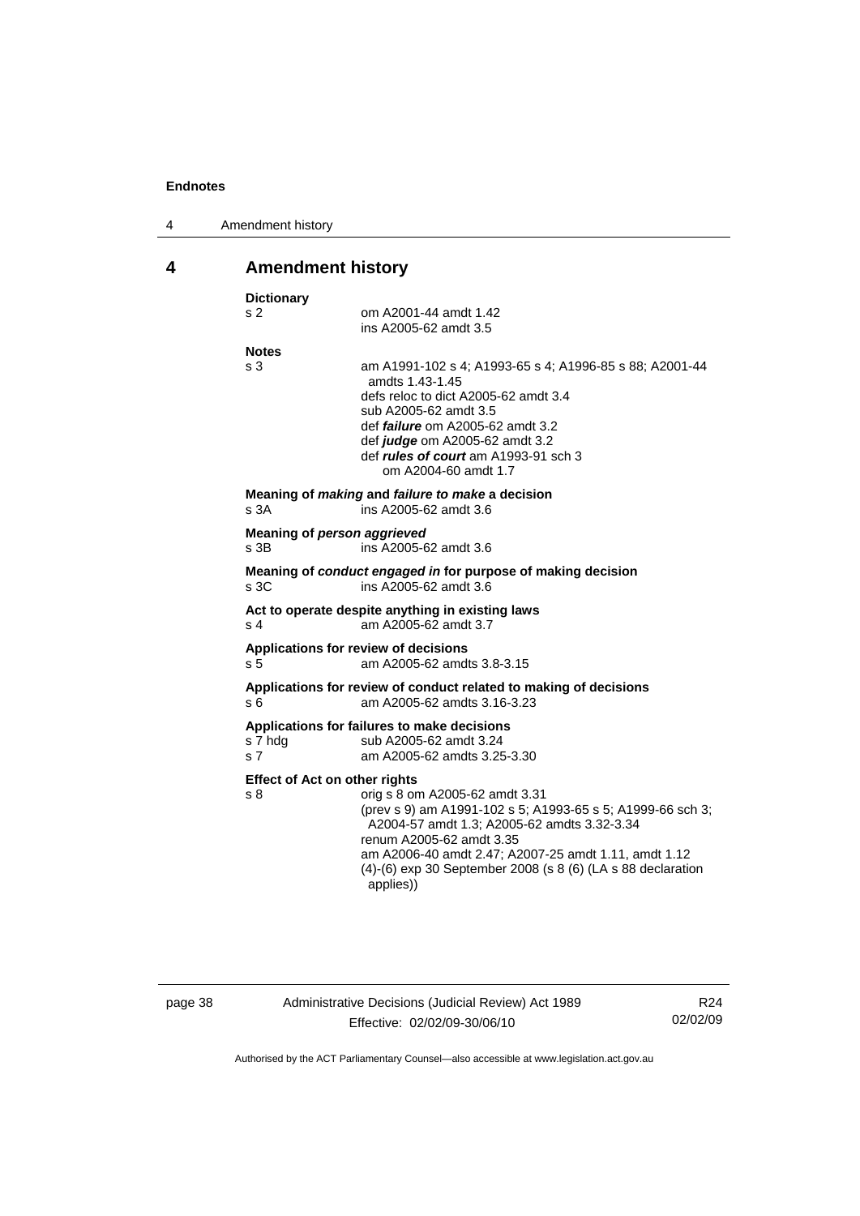## 4 Amendment history

**Dictionary**

s 2 — om A2001-44 amdt 1.42
ins A2005-62 amdt 3.5

**Notes**

s 3 — am A1991-102 s 4; A1993-65 s 4; A1996-85 s 88; A2001-44 amdts 1.43-1.45
defs reloc to dict A2005-62 amdt 3.4
sub A2005-62 amdt 3.5
def ***failure*** om A2005-62 amdt 3.2
def ***judge*** om A2005-62 amdt 3.2
def ***rules of court*** am A1993-91 sch 3
om A2004-60 amdt 1.7

**Meaning of *making* and *failure to make* a decision**

s 3A — ins A2005-62 amdt 3.6

**Meaning of *person aggrieved***

s 3B — ins A2005-62 amdt 3.6

**Meaning of *conduct engaged in* for purpose of making decision**

s 3C — ins A2005-62 amdt 3.6

**Act to operate despite anything in existing laws**

s 4 — am A2005-62 amdt 3.7

**Applications for review of decisions**

s 5 — am A2005-62 amdts 3.8-3.15

**Applications for review of conduct related to making of decisions**

s 6 — am A2005-62 amdts 3.16-3.23

**Applications for failures to make decisions**

s 7 hdg — sub A2005-62 amdt 3.24

s 7 — am A2005-62 amdts 3.25-3.30

**Effect of Act on other rights**

s 8 — orig s 8 om A2005-62 amdt 3.31
(prev s 9) am A1991-102 s 5; A1993-65 s 5; A1999-66 sch 3; A2004-57 amdt 1.3; A2005-62 amdts 3.32-3.34
renum A2005-62 amdt 3.35
am A2006-40 amdt 2.47; A2007-25 amdt 1.11, amdt 1.12
(4)-(6) exp 30 September 2008 (s 8 (6) (LA s 88 declaration applies))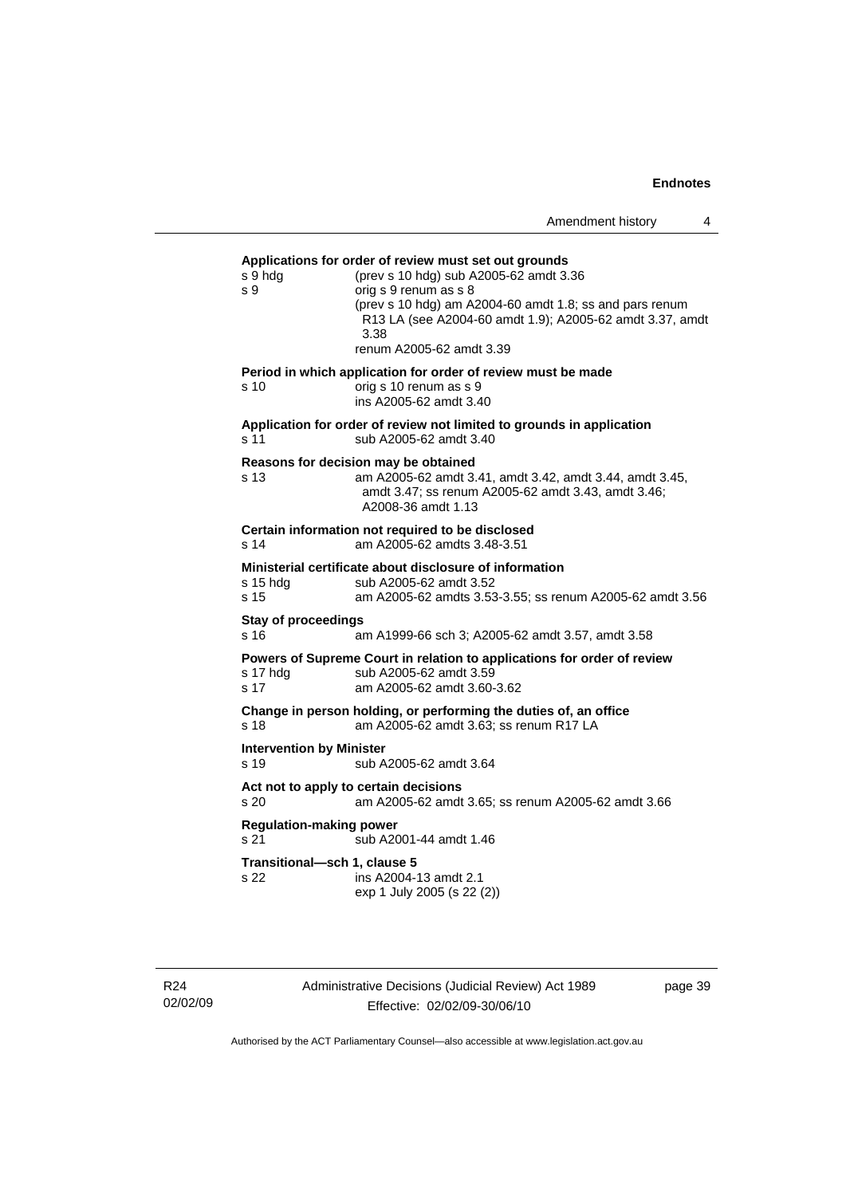**Applications for order of review must set out grounds**

s 9 hdg (prev s 10 hdg) sub A2005-62 amdt 3.36
s 9 orig s 9 renum as s 8
(prev s 10 hdg) am A2004-60 amdt 1.8; ss and pars renum R13 LA (see A2004-60 amdt 1.9); A2005-62 amdt 3.37, amdt 3.38
renum A2005-62 amdt 3.39

**Period in which application for order of review must be made**

s 10 orig s 10 renum as s 9
ins A2005-62 amdt 3.40

**Application for order of review not limited to grounds in application**

s 11 sub A2005-62 amdt 3.40

**Reasons for decision may be obtained**

s 13 am A2005-62 amdt 3.41, amdt 3.42, amdt 3.44, amdt 3.45, amdt 3.47; ss renum A2005-62 amdt 3.43, amdt 3.46; A2008-36 amdt 1.13

**Certain information not required to be disclosed**

s 14 am A2005-62 amdts 3.48-3.51

**Ministerial certificate about disclosure of information**

s 15 hdg sub A2005-62 amdt 3.52
s 15 am A2005-62 amdts 3.53-3.55; ss renum A2005-62 amdt 3.56

**Stay of proceedings**

s 16 am A1999-66 sch 3; A2005-62 amdt 3.57, amdt 3.58

**Powers of Supreme Court in relation to applications for order of review**

s 17 hdg sub A2005-62 amdt 3.59
s 17 am A2005-62 amdt 3.60-3.62

**Change in person holding, or performing the duties of, an office**

s 18 am A2005-62 amdt 3.63; ss renum R17 LA

**Intervention by Minister**

s 19 sub A2005-62 amdt 3.64

**Act not to apply to certain decisions**

s 20 am A2005-62 amdt 3.65; ss renum A2005-62 amdt 3.66

**Regulation-making power**

s 21 sub A2001-44 amdt 1.46

**Transitional—sch 1, clause 5**

s 22 ins A2004-13 amdt 2.1
exp 1 July 2005 (s 22 (2))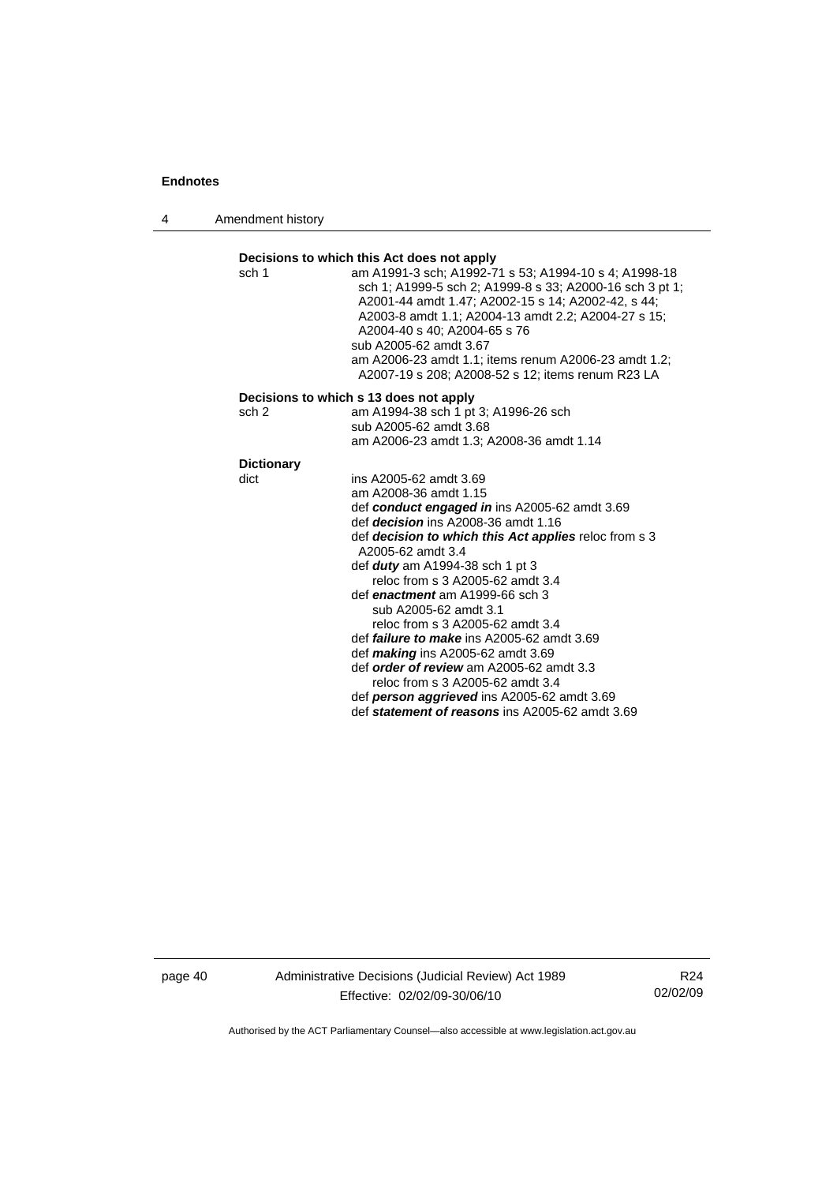**Decisions to which this Act does not apply**

sch 1 — am A1991-3 sch; A1992-71 s 53; A1994-10 s 4; A1998-18 sch 1; A1999-5 sch 2; A1999-8 s 33; A2000-16 sch 3 pt 1; A2001-44 amdt 1.47; A2002-15 s 14; A2002-42, s 44; A2003-8 amdt 1.1; A2004-13 amdt 2.2; A2004-27 s 15; A2004-40 s 40; A2004-65 s 76
sub A2005-62 amdt 3.67
am A2006-23 amdt 1.1; items renum A2006-23 amdt 1.2; A2007-19 s 208; A2008-52 s 12; items renum R23 LA

**Decisions to which s 13 does not apply**

sch 2 — am A1994-38 sch 1 pt 3; A1996-26 sch
sub A2005-62 amdt 3.68
am A2006-23 amdt 1.3; A2008-36 amdt 1.14

**Dictionary**

dict — ins A2005-62 amdt 3.69
am A2008-36 amdt 1.15
def ***conduct engaged in*** ins A2005-62 amdt 3.69
def ***decision*** ins A2008-36 amdt 1.16
def ***decision to which this Act applies*** reloc from s 3 A2005-62 amdt 3.4
def ***duty*** am A1994-38 sch 1 pt 3
reloc from s 3 A2005-62 amdt 3.4
def ***enactment*** am A1999-66 sch 3
sub A2005-62 amdt 3.1
reloc from s 3 A2005-62 amdt 3.4
def ***failure to make*** ins A2005-62 amdt 3.69
def ***making*** ins A2005-62 amdt 3.69
def ***order of review*** am A2005-62 amdt 3.3
reloc from s 3 A2005-62 amdt 3.4
def ***person aggrieved*** ins A2005-62 amdt 3.69
def ***statement of reasons*** ins A2005-62 amdt 3.69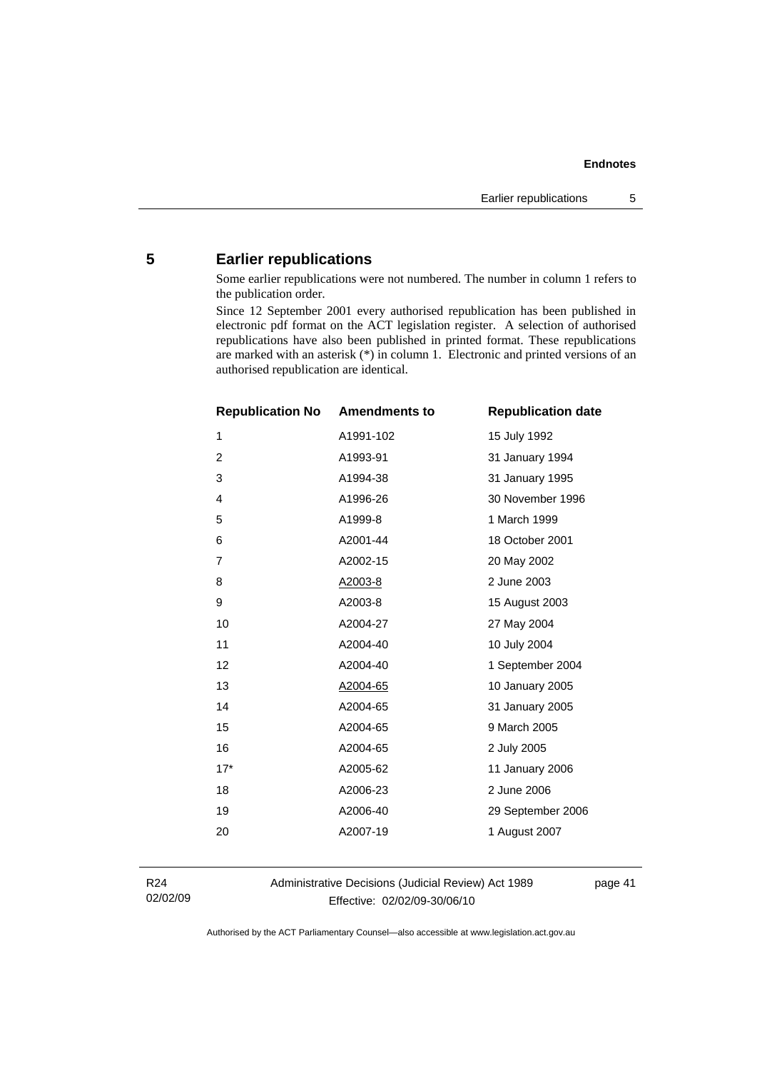## 5 Earlier republications

Some earlier republications were not numbered. The number in column 1 refers to the publication order.

Since 12 September 2001 every authorised republication has been published in electronic pdf format on the ACT legislation register. A selection of authorised republications have also been published in printed format. These republications are marked with an asterisk (*) in column 1. Electronic and printed versions of an authorised republication are identical.

| Republication No | Amendments to | Republication date |
|---|---|---|
| 1 | A1991-102 | 15 July 1992 |
| 2 | A1993-91 | 31 January 1994 |
| 3 | A1994-38 | 31 January 1995 |
| 4 | A1996-26 | 30 November 1996 |
| 5 | A1999-8 | 1 March 1999 |
| 6 | A2001-44 | 18 October 2001 |
| 7 | A2002-15 | 20 May 2002 |
| 8 | A2003-8 | 2 June 2003 |
| 9 | A2003-8 | 15 August 2003 |
| 10 | A2004-27 | 27 May 2004 |
| 11 | A2004-40 | 10 July 2004 |
| 12 | A2004-40 | 1 September 2004 |
| 13 | A2004-65 | 10 January 2005 |
| 14 | A2004-65 | 31 January 2005 |
| 15 | A2004-65 | 9 March 2005 |
| 16 | A2004-65 | 2 July 2005 |
| 17* | A2005-62 | 11 January 2006 |
| 18 | A2006-23 | 2 June 2006 |
| 19 | A2006-40 | 29 September 2006 |
| 20 | A2007-19 | 1 August 2007 |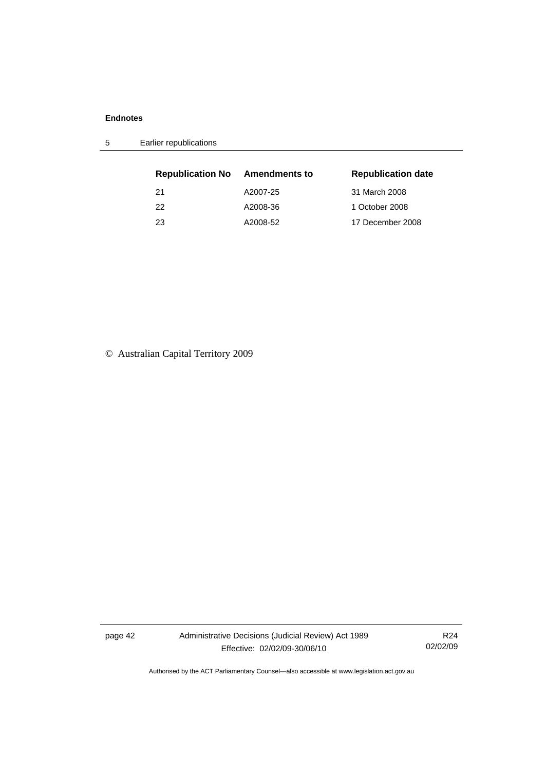## 5 Earlier republications

| Republication No | Amendments to | Republication date |
|---|---|---|
| 21 | A2007-25 | 31 March 2008 |
| 22 | A2008-36 | 1 October 2008 |
| 23 | A2008-52 | 17 December 2008 |

© Australian Capital Territory 2009